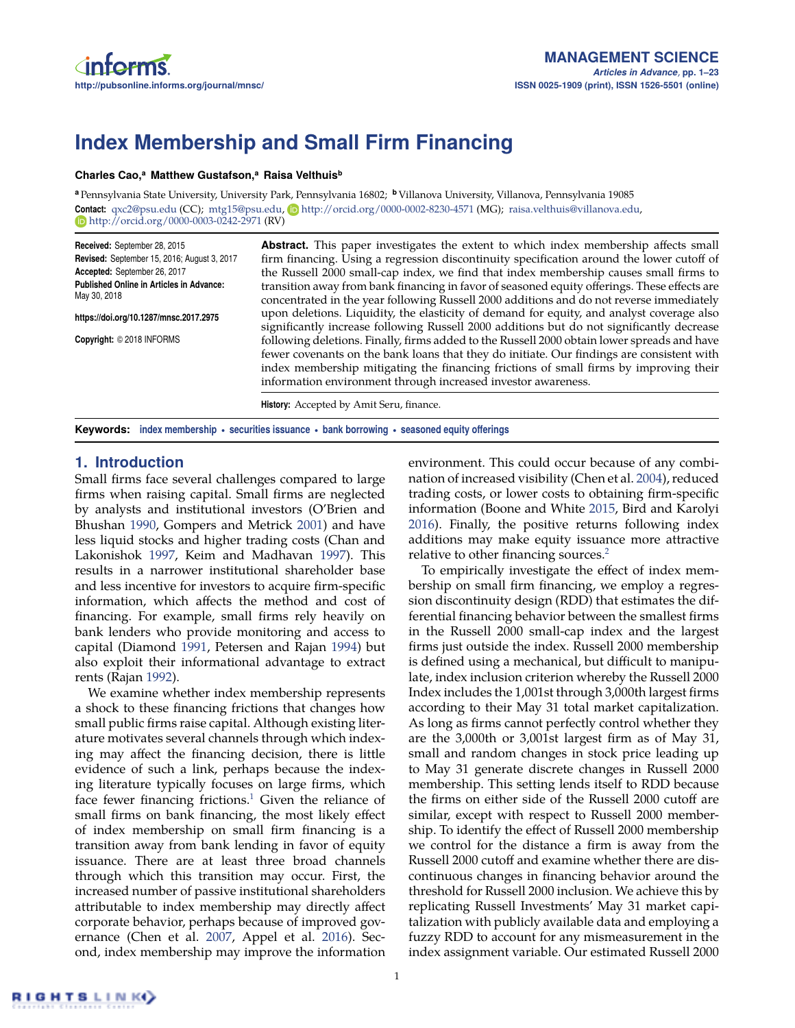# Index Membership and Small Firm Financing

**Charles Cao,[a] Matthew Gustafson,[a] Raisa Velthuis[b]**

[a] Pennsylvania State University, University Park, Pennsylvania 16802; [b] Villanova University, Villanova, Pennsylvania 19085

**Contact:** qxc2@psu.edu (CC); mtg15@psu.edu, http://orcid.org/0000-0002-8230-4571 (MG); raisa.velthuis@villanova.edu, http://orcid.org/0000-0003-0242-2971 (RV)

**Received:** September 28, 2015
**Revised:** September 15, 2016; August 3, 2017
**Accepted:** September 26, 2017
**Published Online in Articles in Advance:** May 30, 2018

https://doi.org/10.1287/mnsc.2017.2975

**Copyright:** © 2018 INFORMS

**Abstract.** This paper investigates the extent to which index membership affects small firm financing. Using a regression discontinuity specification around the lower cutoff of the Russell 2000 small-cap index, we find that index membership causes small firms to transition away from bank financing in favor of seasoned equity offerings. These effects are concentrated in the year following Russell 2000 additions and do not reverse immediately upon deletions. Liquidity, the elasticity of demand for equity, and analyst coverage also significantly increase following Russell 2000 additions but do not significantly decrease following deletions. Finally, firms added to the Russell 2000 obtain lower spreads and have fewer covenants on the bank loans that they do initiate. Our findings are consistent with index membership mitigating the financing frictions of small firms by improving their information environment through increased investor awareness.

**History:** Accepted by Amit Seru, finance.

**Keywords:** index membership • securities issuance • bank borrowing • seasoned equity offerings

## 1. Introduction

Small firms face several challenges compared to large firms when raising capital. Small firms are neglected by analysts and institutional investors (O'Brien and Bhushan 1990, Gompers and Metrick 2001) and have less liquid stocks and higher trading costs (Chan and Lakonishok 1997, Keim and Madhavan 1997). This results in a narrower institutional shareholder base and less incentive for investors to acquire firm-specific information, which affects the method and cost of financing. For example, small firms rely heavily on bank lenders who provide monitoring and access to capital (Diamond 1991, Petersen and Rajan 1994) but also exploit their informational advantage to extract rents (Rajan 1992).

We examine whether index membership represents a shock to these financing frictions that changes how small public firms raise capital. Although existing literature motivates several channels through which indexing may affect the financing decision, there is little evidence of such a link, perhaps because the indexing literature typically focuses on large firms, which face fewer financing frictions.[1] Given the reliance of small firms on bank financing, the most likely effect of index membership on small firm financing is a transition away from bank lending in favor of equity issuance. There are at least three broad channels through which this transition may occur. First, the increased number of passive institutional shareholders attributable to index membership may directly affect corporate behavior, perhaps because of improved governance (Chen et al. 2007, Appel et al. 2016). Second, index membership may improve the information environment. This could occur because of any combination of increased visibility (Chen et al. 2004), reduced trading costs, or lower costs to obtaining firm-specific information (Boone and White 2015, Bird and Karolyi 2016). Finally, the positive returns following index additions may make equity issuance more attractive relative to other financing sources.[2]

To empirically investigate the effect of index membership on small firm financing, we employ a regression discontinuity design (RDD) that estimates the differential financing behavior between the smallest firms in the Russell 2000 small-cap index and the largest firms just outside the index. Russell 2000 membership is defined using a mechanical, but difficult to manipulate, index inclusion criterion whereby the Russell 2000 Index includes the 1,001st through 3,000th largest firms according to their May 31 total market capitalization. As long as firms cannot perfectly control whether they are the 3,000th or 3,001st largest firm as of May 31, small and random changes in stock price leading up to May 31 generate discrete changes in Russell 2000 membership. This setting lends itself to RDD because the firms on either side of the Russell 2000 cutoff are similar, except with respect to Russell 2000 membership. To identify the effect of Russell 2000 membership we control for the distance a firm is away from the Russell 2000 cutoff and examine whether there are discontinuous changes in financing behavior around the threshold for Russell 2000 inclusion. We achieve this by replicating Russell Investments' May 31 market capitalization with publicly available data and employing a fuzzy RDD to account for any mismeasurement in the index assignment variable. Our estimated Russell 2000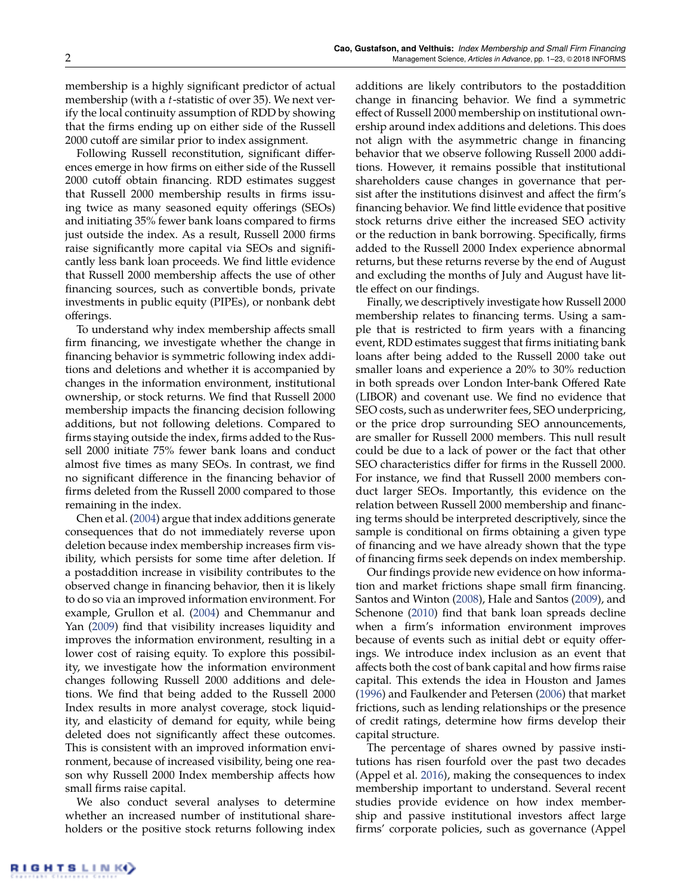membership is a highly significant predictor of actual membership (with a $t$-statistic of over 35). We next verify the local continuity assumption of RDD by showing that the firms ending up on either side of the Russell 2000 cutoff are similar prior to index assignment.

Following Russell reconstitution, significant differences emerge in how firms on either side of the Russell 2000 cutoff obtain financing. RDD estimates suggest that Russell 2000 membership results in firms issuing twice as many seasoned equity offerings (SEOs) and initiating 35% fewer bank loans compared to firms just outside the index. As a result, Russell 2000 firms raise significantly more capital via SEOs and significantly less bank loan proceeds. We find little evidence that Russell 2000 membership affects the use of other financing sources, such as convertible bonds, private investments in public equity (PIPEs), or nonbank debt offerings.

To understand why index membership affects small firm financing, we investigate whether the change in financing behavior is symmetric following index additions and deletions and whether it is accompanied by changes in the information environment, institutional ownership, or stock returns. We find that Russell 2000 membership impacts the financing decision following additions, but not following deletions. Compared to firms staying outside the index, firms added to the Russell 2000 initiate 75% fewer bank loans and conduct almost five times as many SEOs. In contrast, we find no significant difference in the financing behavior of firms deleted from the Russell 2000 compared to those remaining in the index.

Chen et al. (2004) argue that index additions generate consequences that do not immediately reverse upon deletion because index membership increases firm visibility, which persists for some time after deletion. If a postaddition increase in visibility contributes to the observed change in financing behavior, then it is likely to do so via an improved information environment. For example, Grullon et al. (2004) and Chemmanur and Yan (2009) find that visibility increases liquidity and improves the information environment, resulting in a lower cost of raising equity. To explore this possibility, we investigate how the information environment changes following Russell 2000 additions and deletions. We find that being added to the Russell 2000 Index results in more analyst coverage, stock liquidity, and elasticity of demand for equity, while being deleted does not significantly affect these outcomes. This is consistent with an improved information environment, because of increased visibility, being one reason why Russell 2000 Index membership affects how small firms raise capital.

We also conduct several analyses to determine whether an increased number of institutional shareholders or the positive stock returns following index additions are likely contributors to the postaddition change in financing behavior. We find a symmetric effect of Russell 2000 membership on institutional ownership around index additions and deletions. This does not align with the asymmetric change in financing behavior that we observe following Russell 2000 additions. However, it remains possible that institutional shareholders cause changes in governance that persist after the institutions disinvest and affect the firm's financing behavior. We find little evidence that positive stock returns drive either the increased SEO activity or the reduction in bank borrowing. Specifically, firms added to the Russell 2000 Index experience abnormal returns, but these returns reverse by the end of August and excluding the months of July and August have little effect on our findings.

Finally, we descriptively investigate how Russell 2000 membership relates to financing terms. Using a sample that is restricted to firm years with a financing event, RDD estimates suggest that firms initiating bank loans after being added to the Russell 2000 take out smaller loans and experience a 20% to 30% reduction in both spreads over London Inter-bank Offered Rate (LIBOR) and covenant use. We find no evidence that SEO costs, such as underwriter fees, SEO underpricing, or the price drop surrounding SEO announcements, are smaller for Russell 2000 members. This null result could be due to a lack of power or the fact that other SEO characteristics differ for firms in the Russell 2000. For instance, we find that Russell 2000 members conduct larger SEOs. Importantly, this evidence on the relation between Russell 2000 membership and financing terms should be interpreted descriptively, since the sample is conditional on firms obtaining a given type of financing and we have already shown that the type of financing firms seek depends on index membership.

Our findings provide new evidence on how information and market frictions shape small firm financing. Santos and Winton (2008), Hale and Santos (2009), and Schenone (2010) find that bank loan spreads decline when a firm's information environment improves because of events such as initial debt or equity offerings. We introduce index inclusion as an event that affects both the cost of bank capital and how firms raise capital. This extends the idea in Houston and James (1996) and Faulkender and Petersen (2006) that market frictions, such as lending relationships or the presence of credit ratings, determine how firms develop their capital structure.

The percentage of shares owned by passive institutions has risen fourfold over the past two decades (Appel et al. 2016), making the consequences to index membership important to understand. Several recent studies provide evidence on how index membership and passive institutional investors affect large firms' corporate policies, such as governance (Appel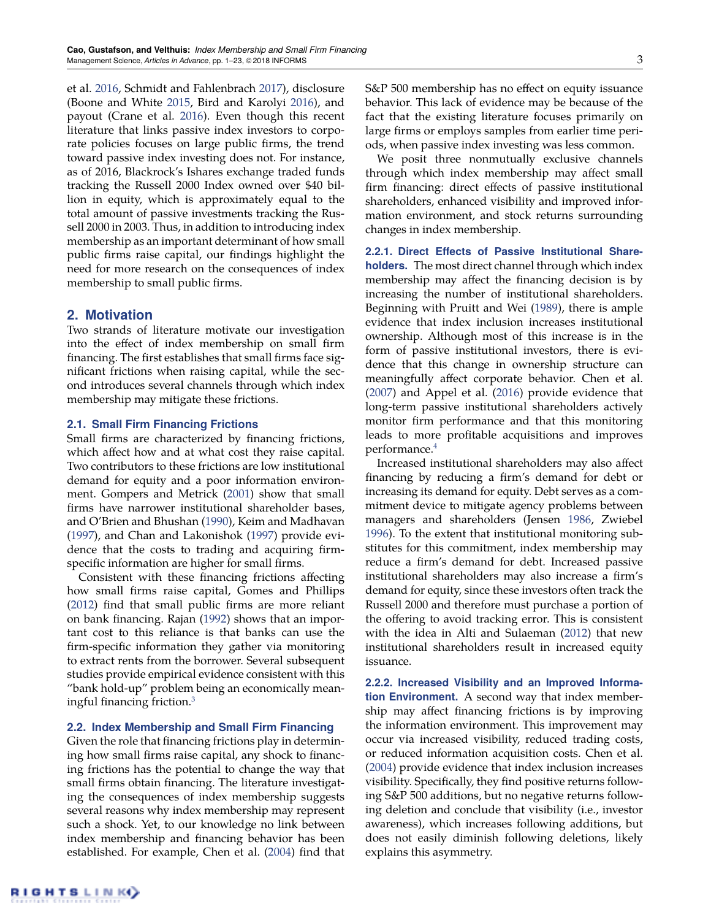et al. 2016, Schmidt and Fahlenbrach 2017), disclosure (Boone and White 2015, Bird and Karolyi 2016), and payout (Crane et al. 2016). Even though this recent literature that links passive index investors to corporate policies focuses on large public firms, the trend toward passive index investing does not. For instance, as of 2016, Blackrock's Ishares exchange traded funds tracking the Russell 2000 Index owned over $40 billion in equity, which is approximately equal to the total amount of passive investments tracking the Russell 2000 in 2003. Thus, in addition to introducing index membership as an important determinant of how small public firms raise capital, our findings highlight the need for more research on the consequences of index membership to small public firms.

## 2. Motivation

Two strands of literature motivate our investigation into the effect of index membership on small firm financing. The first establishes that small firms face significant frictions when raising capital, while the second introduces several channels through which index membership may mitigate these frictions.

### 2.1. Small Firm Financing Frictions

Small firms are characterized by financing frictions, which affect how and at what cost they raise capital. Two contributors to these frictions are low institutional demand for equity and a poor information environment. Gompers and Metrick (2001) show that small firms have narrower institutional shareholder bases, and O'Brien and Bhushan (1990), Keim and Madhavan (1997), and Chan and Lakonishok (1997) provide evidence that the costs to trading and acquiring firm-specific information are higher for small firms.

Consistent with these financing frictions affecting how small firms raise capital, Gomes and Phillips (2012) find that small public firms are more reliant on bank financing. Rajan (1992) shows that an important cost to this reliance is that banks can use the firm-specific information they gather via monitoring to extract rents from the borrower. Several subsequent studies provide empirical evidence consistent with this "bank hold-up" problem being an economically meaningful financing friction.[3]

### 2.2. Index Membership and Small Firm Financing

Given the role that financing frictions play in determining how small firms raise capital, any shock to financing frictions has the potential to change the way that small firms obtain financing. The literature investigating the consequences of index membership suggests several reasons why index membership may represent such a shock. Yet, to our knowledge no link between index membership and financing behavior has been established. For example, Chen et al. (2004) find that S&P 500 membership has no effect on equity issuance behavior. This lack of evidence may be because of the fact that the existing literature focuses primarily on large firms or employs samples from earlier time periods, when passive index investing was less common.

We posit three nonmutually exclusive channels through which index membership may affect small firm financing: direct effects of passive institutional shareholders, enhanced visibility and improved information environment, and stock returns surrounding changes in index membership.

**2.2.1. Direct Effects of Passive Institutional Shareholders.** The most direct channel through which index membership may affect the financing decision is by increasing the number of institutional shareholders. Beginning with Pruitt and Wei (1989), there is ample evidence that index inclusion increases institutional ownership. Although most of this increase is in the form of passive institutional investors, there is evidence that this change in ownership structure can meaningfully affect corporate behavior. Chen et al. (2007) and Appel et al. (2016) provide evidence that long-term passive institutional shareholders actively monitor firm performance and that this monitoring leads to more profitable acquisitions and improves performance.[4]

Increased institutional shareholders may also affect financing by reducing a firm's demand for debt or increasing its demand for equity. Debt serves as a commitment device to mitigate agency problems between managers and shareholders (Jensen 1986, Zwiebel 1996). To the extent that institutional monitoring substitutes for this commitment, index membership may reduce a firm's demand for debt. Increased passive institutional shareholders may also increase a firm's demand for equity, since these investors often track the Russell 2000 and therefore must purchase a portion of the offering to avoid tracking error. This is consistent with the idea in Alti and Sulaeman (2012) that new institutional shareholders result in increased equity issuance.

**2.2.2. Increased Visibility and an Improved Information Environment.** A second way that index membership may affect financing frictions is by improving the information environment. This improvement may occur via increased visibility, reduced trading costs, or reduced information acquisition costs. Chen et al. (2004) provide evidence that index inclusion increases visibility. Specifically, they find positive returns following S&P 500 additions, but no negative returns following deletion and conclude that visibility (i.e., investor awareness), which increases following additions, but does not easily diminish following deletions, likely explains this asymmetry.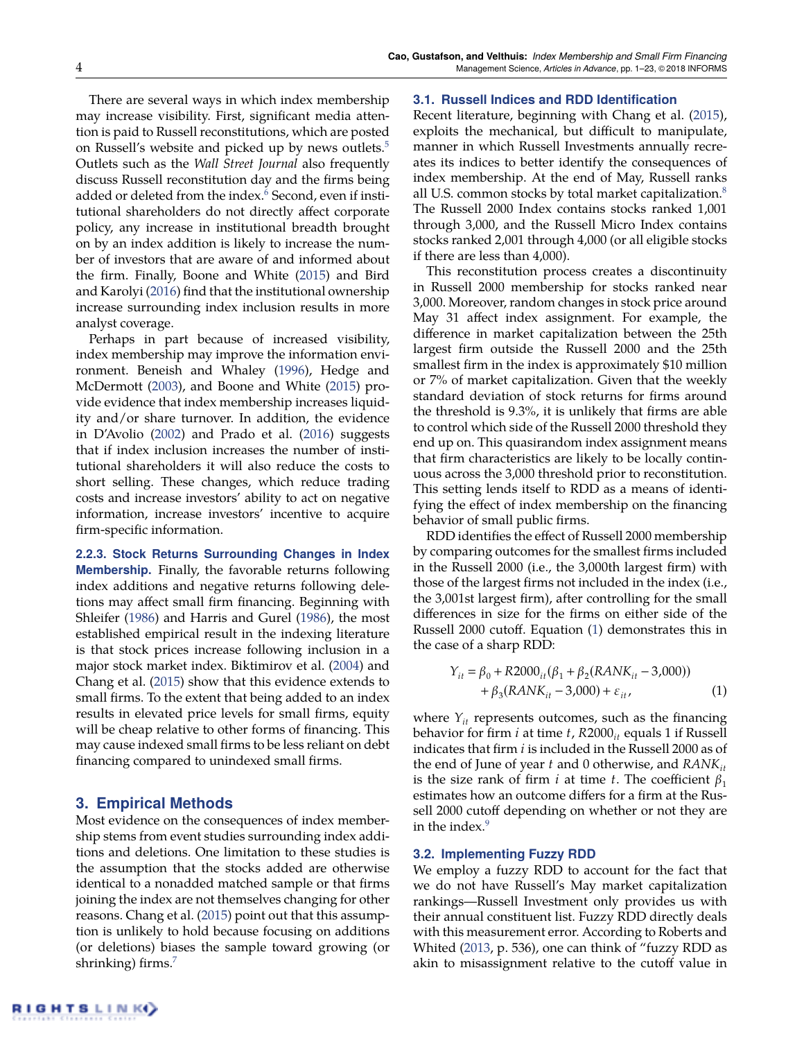There are several ways in which index membership may increase visibility. First, significant media attention is paid to Russell reconstitutions, which are posted on Russell's website and picked up by news outlets.[5] Outlets such as the *Wall Street Journal* also frequently discuss Russell reconstitution day and the firms being added or deleted from the index.[6] Second, even if institutional shareholders do not directly affect corporate policy, any increase in institutional breadth brought on by an index addition is likely to increase the number of investors that are aware of and informed about the firm. Finally, Boone and White (2015) and Bird and Karolyi (2016) find that the institutional ownership increase surrounding index inclusion results in more analyst coverage.

Perhaps in part because of increased visibility, index membership may improve the information environment. Beneish and Whaley (1996), Hedge and McDermott (2003), and Boone and White (2015) provide evidence that index membership increases liquidity and/or share turnover. In addition, the evidence in D'Avolio (2002) and Prado et al. (2016) suggests that if index inclusion increases the number of institutional shareholders it will also reduce the costs to short selling. These changes, which reduce trading costs and increase investors' ability to act on negative information, increase investors' incentive to acquire firm-specific information.

**2.2.3. Stock Returns Surrounding Changes in Index Membership.** Finally, the favorable returns following index additions and negative returns following deletions may affect small firm financing. Beginning with Shleifer (1986) and Harris and Gurel (1986), the most established empirical result in the indexing literature is that stock prices increase following inclusion in a major stock market index. Biktimirov et al. (2004) and Chang et al. (2015) show that this evidence extends to small firms. To the extent that being added to an index results in elevated price levels for small firms, equity will be cheap relative to other forms of financing. This may cause indexed small firms to be less reliant on debt financing compared to unindexed small firms.

## 3. Empirical Methods

Most evidence on the consequences of index membership stems from event studies surrounding index additions and deletions. One limitation to these studies is the assumption that the stocks added are otherwise identical to a nonadded matched sample or that firms joining the index are not themselves changing for other reasons. Chang et al. (2015) point out that this assumption is unlikely to hold because focusing on additions (or deletions) biases the sample toward growing (or shrinking) firms.[7]

### 3.1. Russell Indices and RDD Identification

Recent literature, beginning with Chang et al. (2015), exploits the mechanical, but difficult to manipulate, manner in which Russell Investments annually recreates its indices to better identify the consequences of index membership. At the end of May, Russell ranks all U.S. common stocks by total market capitalization.[8] The Russell 2000 Index contains stocks ranked 1,001 through 3,000, and the Russell Micro Index contains stocks ranked 2,001 through 4,000 (or all eligible stocks if there are less than 4,000).

This reconstitution process creates a discontinuity in Russell 2000 membership for stocks ranked near 3,000. Moreover, random changes in stock price around May 31 affect index assignment. For example, the difference in market capitalization between the 25th largest firm outside the Russell 2000 and the 25th smallest firm in the index is approximately \$10 million or 7% of market capitalization. Given that the weekly standard deviation of stock returns for firms around the threshold is 9.3%, it is unlikely that firms are able to control which side of the Russell 2000 threshold they end up on. This quasirandom index assignment means that firm characteristics are likely to be locally continuous across the 3,000 threshold prior to reconstitution. This setting lends itself to RDD as a means of identifying the effect of index membership on the financing behavior of small public firms.

RDD identifies the effect of Russell 2000 membership by comparing outcomes for the smallest firms included in the Russell 2000 (i.e., the 3,000th largest firm) with those of the largest firms not included in the index (i.e., the 3,001st largest firm), after controlling for the small differences in size for the firms on either side of the Russell 2000 cutoff. Equation (1) demonstrates this in the case of a sharp RDD:

$$Y_{it} = \beta_0 + R2000_{it}(\beta_1 + \beta_2(RANK_{it} - 3{,}000)) + \beta_3(RANK_{it} - 3{,}000) + \varepsilon_{it}, \quad (1)$$

where $Y_{it}$ represents outcomes, such as the financing behavior for firm $i$ at time $t$, $R2000_{it}$ equals 1 if Russell indicates that firm $i$ is included in the Russell 2000 as of the end of June of year $t$ and 0 otherwise, and $RANK_{it}$ is the size rank of firm $i$ at time $t$. The coefficient $\beta_1$ estimates how an outcome differs for a firm at the Russell 2000 cutoff depending on whether or not they are in the index.[9]

### 3.2. Implementing Fuzzy RDD

We employ a fuzzy RDD to account for the fact that we do not have Russell's May market capitalization rankings—Russell Investment only provides us with their annual constituent list. Fuzzy RDD directly deals with this measurement error. According to Roberts and Whited (2013, p. 536), one can think of "fuzzy RDD as akin to misassignment relative to the cutoff value in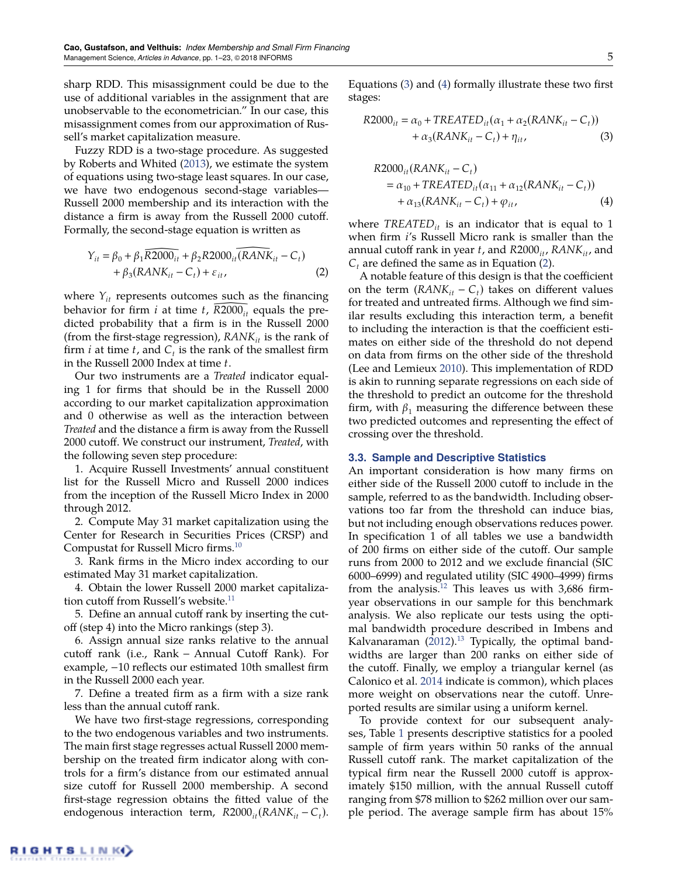sharp RDD. This misassignment could be due to the use of additional variables in the assignment that are unobservable to the econometrician." In our case, this misassignment comes from our approximation of Russell's market capitalization measure.

Fuzzy RDD is a two-stage procedure. As suggested by Roberts and Whited (2013), we estimate the system of equations using two-stage least squares. In our case, we have two endogenous second-stage variables—Russell 2000 membership and its interaction with the distance a firm is away from the Russell 2000 cutoff. Formally, the second-stage equation is written as

$$Y_{it} = \beta_0 + \beta_1 \widehat{R2000_{it}} + \beta_2 \widehat{R2000_{it}(RANK_{it} - C_t)} + \beta_3 (RANK_{it} - C_t) + \varepsilon_{it}, \tag{2}$$

where $Y_{it}$ represents outcomes such as the financing behavior for firm $i$ at time $t$, $\widehat{R2000_{it}}$ equals the predicted probability that a firm is in the Russell 2000 (from the first-stage regression), $RANK_{it}$ is the rank of firm $i$ at time $t$, and $C_t$ is the rank of the smallest firm in the Russell 2000 Index at time $t$.

Our two instruments are a *Treated* indicator equaling 1 for firms that should be in the Russell 2000 according to our market capitalization approximation and 0 otherwise as well as the interaction between *Treated* and the distance a firm is away from the Russell 2000 cutoff. We construct our instrument, *Treated*, with the following seven step procedure:

1. Acquire Russell Investments' annual constituent list for the Russell Micro and Russell 2000 indices from the inception of the Russell Micro Index in 2000 through 2012.

2. Compute May 31 market capitalization using the Center for Research in Securities Prices (CRSP) and Compustat for Russell Micro firms.[10]

3. Rank firms in the Micro index according to our estimated May 31 market capitalization.

4. Obtain the lower Russell 2000 market capitalization cutoff from Russell's website.[11]

5. Define an annual cutoff rank by inserting the cutoff (step 4) into the Micro rankings (step 3).

6. Assign annual size ranks relative to the annual cutoff rank (i.e., Rank − Annual Cutoff Rank). For example, −10 reflects our estimated 10th smallest firm in the Russell 2000 each year.

7. Define a treated firm as a firm with a size rank less than the annual cutoff rank.

We have two first-stage regressions, corresponding to the two endogenous variables and two instruments. The main first stage regresses actual Russell 2000 membership on the treated firm indicator along with controls for a firm's distance from our estimated annual size cutoff for Russell 2000 membership. A second first-stage regression obtains the fitted value of the endogenous interaction term, $R2000_{it}(RANK_{it} - C_t)$. Equations (3) and (4) formally illustrate these two first stages:

$$R2000_{it} = \alpha_0 + TREATED_{it}(\alpha_1 + \alpha_2(RANK_{it} - C_t)) + \alpha_3(RANK_{it} - C_t) + \eta_{it}, \tag{3}$$

$$R2000_{it}(RANK_{it} - C_t) = \alpha_{10} + TREATED_{it}(\alpha_{11} + \alpha_{12}(RANK_{it} - C_t)) + \alpha_{13}(RANK_{it} - C_t) + \varphi_{it}, \tag{4}$$

where $TREATED_{it}$ is an indicator that is equal to 1 when firm $i$'s Russell Micro rank is smaller than the annual cutoff rank in year $t$, $R2000_{it}$, $RANK_{it}$, and $C_t$ are defined the same as in Equation (2).

A notable feature of this design is that the coefficient on the term $(RANK_{it} - C_t)$ takes on different values for treated and untreated firms. Although we find similar results excluding this interaction term, a benefit to including the interaction is that the coefficient estimates on either side of the threshold do not depend on data from firms on the other side of the threshold (Lee and Lemieux 2010). This implementation of RDD is akin to running separate regressions on each side of the threshold to predict an outcome for the threshold firm, with $\beta_1$ measuring the difference between these two predicted outcomes and representing the effect of crossing over the threshold.

### 3.3. Sample and Descriptive Statistics

An important consideration is how many firms on either side of the Russell 2000 cutoff to include in the sample, referred to as the bandwidth. Including observations too far from the threshold can induce bias, but not including enough observations reduces power. In specification 1 of all tables we use a bandwidth of 200 firms on either side of the cutoff. Our sample runs from 2000 to 2012 and we exclude financial (SIC 6000–6999) and regulated utility (SIC 4900–4999) firms from the analysis.[12] This leaves us with 3,686 firm-year observations in our sample for this benchmark analysis. We also replicate our tests using the optimal bandwidth procedure described in Imbens and Kalvanaraman (2012).[13] Typically, the optimal bandwidths are larger than 200 ranks on either side of the cutoff. Finally, we employ a triangular kernel (as Calonico et al. 2014 indicate is common), which places more weight on observations near the cutoff. Unreported results are similar using a uniform kernel.

To provide context for our subsequent analyses, Table 1 presents descriptive statistics for a pooled sample of firm years within 50 ranks of the annual Russell cutoff rank. The market capitalization of the typical firm near the Russell 2000 cutoff is approximately $150 million, with the annual Russell cutoff ranging from $78 million to $262 million over our sample period. The average sample firm has about 15%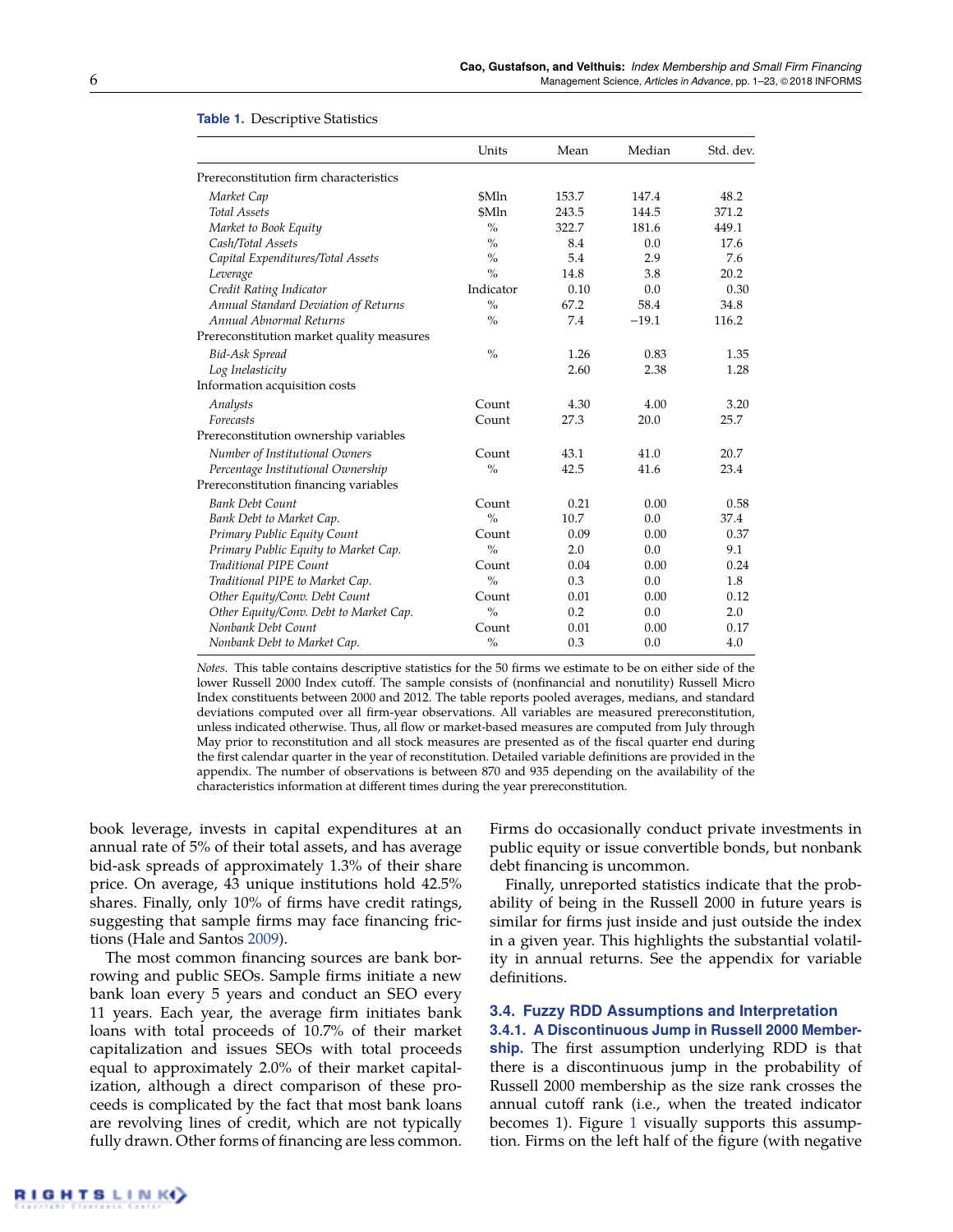**Table 1.** Descriptive Statistics

| | Units | Mean | Median | Std. dev. |
|---|---|---|---|---|
| Prereconstitution firm characteristics | | | | |
| *Market Cap* | \$Mln | 153.7 | 147.4 | 48.2 |
| *Total Assets* | \$Mln | 243.5 | 144.5 | 371.2 |
| *Market to Book Equity* | % | 322.7 | 181.6 | 449.1 |
| *Cash/Total Assets* | % | 8.4 | 0.0 | 17.6 |
| *Capital Expenditures/Total Assets* | % | 5.4 | 2.9 | 7.6 |
| *Leverage* | % | 14.8 | 3.8 | 20.2 |
| *Credit Rating Indicator* | Indicator | 0.10 | 0.0 | 0.30 |
| *Annual Standard Deviation of Returns* | % | 67.2 | 58.4 | 34.8 |
| *Annual Abnormal Returns* | % | 7.4 | −19.1 | 116.2 |
| Prereconstitution market quality measures | | | | |
| *Bid-Ask Spread* | % | 1.26 | 0.83 | 1.35 |
| *Log Inelasticity* | | 2.60 | 2.38 | 1.28 |
| Information acquisition costs | | | | |
| *Analysts* | Count | 4.30 | 4.00 | 3.20 |
| *Forecasts* | Count | 27.3 | 20.0 | 25.7 |
| Prereconstitution ownership variables | | | | |
| *Number of Institutional Owners* | Count | 43.1 | 41.0 | 20.7 |
| *Percentage Institutional Ownership* | % | 42.5 | 41.6 | 23.4 |
| Prereconstitution financing variables | | | | |
| *Bank Debt Count* | Count | 0.21 | 0.00 | 0.58 |
| *Bank Debt to Market Cap.* | % | 10.7 | 0.0 | 37.4 |
| *Primary Public Equity Count* | Count | 0.09 | 0.00 | 0.37 |
| *Primary Public Equity to Market Cap.* | % | 2.0 | 0.0 | 9.1 |
| *Traditional PIPE Count* | Count | 0.04 | 0.00 | 0.24 |
| *Traditional PIPE to Market Cap.* | % | 0.3 | 0.0 | 1.8 |
| *Other Equity/Conv. Debt Count* | Count | 0.01 | 0.00 | 0.12 |
| *Other Equity/Conv. Debt to Market Cap.* | % | 0.2 | 0.0 | 2.0 |
| *Nonbank Debt Count* | Count | 0.01 | 0.00 | 0.17 |
| *Nonbank Debt to Market Cap.* | % | 0.3 | 0.0 | 4.0 |

*Notes.* This table contains descriptive statistics for the 50 firms we estimate to be on either side of the lower Russell 2000 Index cutoff. The sample consists of (nonfinancial and nonutility) Russell Micro Index constituents between 2000 and 2012. The table reports pooled averages, medians, and standard deviations computed over all firm-year observations. All variables are measured prereconstitution, unless indicated otherwise. Thus, all flow or market-based measures are computed from July through May prior to reconstitution and all stock measures are presented as of the fiscal quarter end during the first calendar quarter in the year of reconstitution. Detailed variable definitions are provided in the appendix. The number of observations is between 870 and 935 depending on the availability of the characteristics information at different times during the year prereconstitution.

book leverage, invests in capital expenditures at an annual rate of 5% of their total assets, and has average bid-ask spreads of approximately 1.3% of their share price. On average, 43 unique institutions hold 42.5% shares. Finally, only 10% of firms have credit ratings, suggesting that sample firms may face financing frictions (Hale and Santos 2009).

The most common financing sources are bank borrowing and public SEOs. Sample firms initiate a new bank loan every 5 years and conduct an SEO every 11 years. Each year, the average firm initiates bank loans with total proceeds of 10.7% of their market capitalization and issues SEOs with total proceeds equal to approximately 2.0% of their market capitalization, although a direct comparison of these proceeds is complicated by the fact that most bank loans are revolving lines of credit, which are not typically fully drawn. Other forms of financing are less common. Firms do occasionally conduct private investments in public equity or issue convertible bonds, but nonbank debt financing is uncommon.

Finally, unreported statistics indicate that the probability of being in the Russell 2000 in future years is similar for firms just inside and just outside the index in a given year. This highlights the substantial volatility in annual returns. See the appendix for variable definitions.

### 3.4. Fuzzy RDD Assumptions and Interpretation

**3.4.1. A Discontinuous Jump in Russell 2000 Membership.** The first assumption underlying RDD is that there is a discontinuous jump in the probability of Russell 2000 membership as the size rank crosses the annual cutoff rank (i.e., when the treated indicator becomes 1). Figure 1 visually supports this assumption. Firms on the left half of the figure (with negative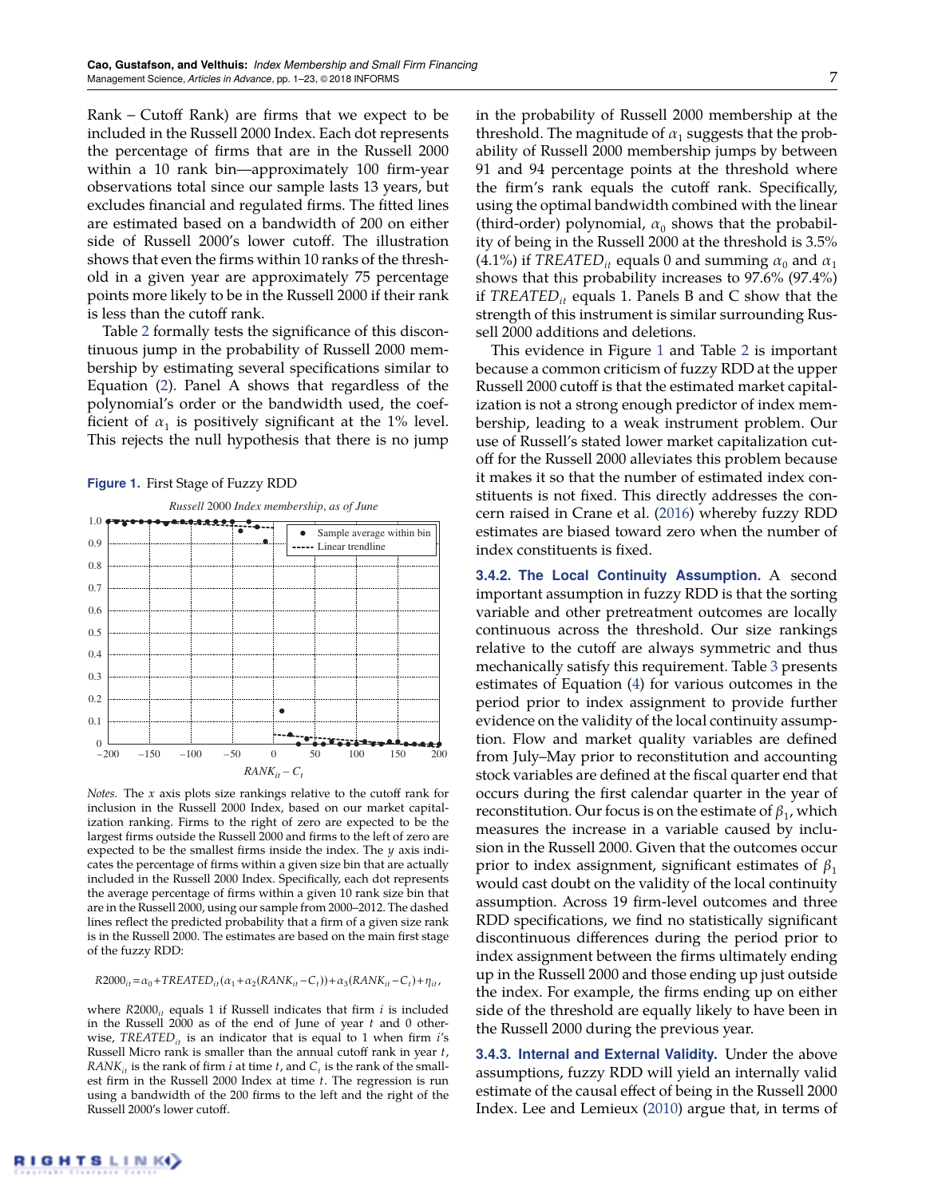Rank – Cutoff Rank) are firms that we expect to be included in the Russell 2000 Index. Each dot represents the percentage of firms that are in the Russell 2000 within a 10 rank bin—approximately 100 firm-year observations total since our sample lasts 13 years, but excludes financial and regulated firms. The fitted lines are estimated based on a bandwidth of 200 on either side of Russell 2000's lower cutoff. The illustration shows that even the firms within 10 ranks of the threshold in a given year are approximately 75 percentage points more likely to be in the Russell 2000 if their rank is less than the cutoff rank.

Table 2 formally tests the significance of this discontinuous jump in the probability of Russell 2000 membership by estimating several specifications similar to Equation (2). Panel A shows that regardless of the polynomial's order or the bandwidth used, the coefficient of $\alpha_1$ is positively significant at the 1% level. This rejects the null hypothesis that there is no jump in the probability of Russell 2000 membership at the threshold. The magnitude of $\alpha_1$ suggests that the probability of Russell 2000 membership jumps by between 91 and 94 percentage points at the threshold where the firm's rank equals the cutoff rank. Specifically, using the optimal bandwidth combined with the linear (third-order) polynomial, $\alpha_0$ shows that the probability of being in the Russell 2000 at the threshold is 3.5% (4.1%) if $TREATED_{it}$ equals 0 and summing $\alpha_0$ and $\alpha_1$ shows that this probability increases to 97.6% (97.4%) if $TREATED_{it}$ equals 1. Panels B and C show that the strength of this instrument is similar surrounding Russell 2000 additions and deletions.

**Figure 1.** First Stage of Fuzzy RDD

*Notes.* The $x$ axis plots size rankings relative to the cutoff rank for inclusion in the Russell 2000 Index, based on our market capitalization ranking. Firms to the right of zero are expected to be the largest firms outside the Russell 2000 and firms to the left of zero are expected to be the smallest firms inside the index. The $y$ axis indicates the percentage of firms within a given size bin that are actually included in the Russell 2000 Index. Specifically, each dot represents the average percentage of firms within a given 10 rank size bin that are in the Russell 2000, using our sample from 2000–2012. The dashed lines reflect the predicted probability that a firm of a given size rank is in the Russell 2000. The estimates are based on the main first stage of the fuzzy RDD:

$$R2000_{it} = \alpha_0 + TREATED_{it}(\alpha_1 + \alpha_2(RANK_{it} - C_t)) + \alpha_3(RANK_{it} - C_t) + \eta_{it},$$

where $R2000_{it}$ equals 1 if Russell indicates that firm $i$ is included in the Russell 2000 as of the end of June of year $t$ and 0 otherwise, $TREATED_{it}$ is an indicator that is equal to 1 when firm $i$'s Russell Micro rank is smaller than the annual cutoff rank in year $t$, $RANK_{it}$ is the rank of firm $i$ at time $t$, and $C_t$ is the rank of the smallest firm in the Russell 2000 Index at time $t$. The regression is run using a bandwidth of the 200 firms to the left and the right of the Russell 2000's lower cutoff.

This evidence in Figure 1 and Table 2 is important because a common criticism of fuzzy RDD at the upper Russell 2000 cutoff is that the estimated market capitalization is not a strong enough predictor of index membership, leading to a weak instrument problem. Our use of Russell's stated lower market capitalization cutoff for the Russell 2000 alleviates this problem because it makes it so that the number of estimated index constituents is not fixed. This directly addresses the concern raised in Crane et al. (2016) whereby fuzzy RDD estimates are biased toward zero when the number of index constituents is fixed.

**3.4.2. The Local Continuity Assumption.** A second important assumption in fuzzy RDD is that the sorting variable and other pretreatment outcomes are locally continuous across the threshold. Our size rankings relative to the cutoff are always symmetric and thus mechanically satisfy this requirement. Table 3 presents estimates of Equation (4) for various outcomes in the period prior to index assignment to provide further evidence on the validity of the local continuity assumption. Flow and market quality variables are defined from July–May prior to reconstitution and accounting stock variables are defined at the fiscal quarter end that occurs during the first calendar quarter in the year of reconstitution. Our focus is on the estimate of $\beta_1$, which measures the increase in a variable caused by inclusion in the Russell 2000. Given that the outcomes occur prior to index assignment, significant estimates of $\beta_1$ would cast doubt on the validity of the local continuity assumption. Across 19 firm-level outcomes and three RDD specifications, we find no statistically significant discontinuous differences during the period prior to index assignment between the firms ultimately ending up in the Russell 2000 and those ending up just outside the index. For example, the firms ending up on either side of the threshold are equally likely to have been in the Russell 2000 during the previous year.

**3.4.3. Internal and External Validity.** Under the above assumptions, fuzzy RDD will yield an internally valid estimate of the causal effect of being in the Russell 2000 Index. Lee and Lemieux (2010) argue that, in terms of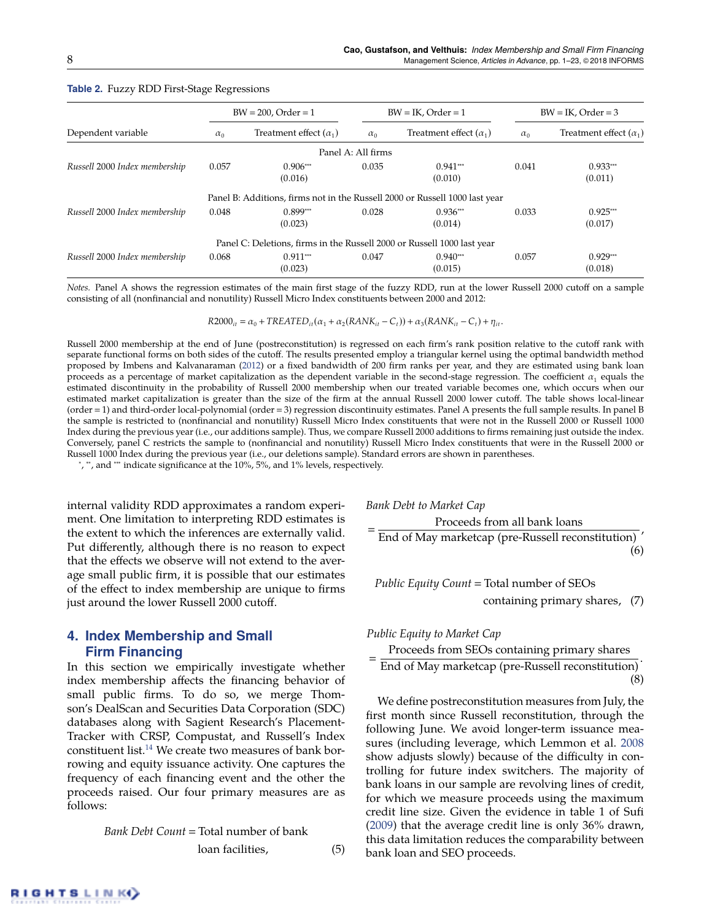**Table 2.** Fuzzy RDD First-Stage Regressions

| Dependent variable | BW = 200, Order = 1 $\alpha_0$ | BW = 200, Order = 1 Treatment effect ($\alpha_1$) | BW = IK, Order = 1 $\alpha_0$ | BW = IK, Order = 1 Treatment effect ($\alpha_1$) | BW = IK, Order = 3 $\alpha_0$ | BW = IK, Order = 3 Treatment effect ($\alpha_1$) |
|---|---|---|---|---|---|---|
| | | | Panel A: All firms | | | |
| *Russell 2000 Index membership* | 0.057 | 0.906*** | 0.035 | 0.941*** | 0.041 | 0.933*** |
| | | (0.016) | | (0.010) | | (0.011) |
| | | | Panel B: Additions, firms not in the Russell 2000 or Russell 1000 last year | | | |
| *Russell 2000 Index membership* | 0.048 | 0.899*** | 0.028 | 0.936*** | 0.033 | 0.925*** |
| | | (0.023) | | (0.014) | | (0.017) |
| | | | Panel C: Deletions, firms in the Russell 2000 or Russell 1000 last year | | | |
| *Russell 2000 Index membership* | 0.068 | 0.911*** | 0.047 | 0.940*** | 0.057 | 0.929*** |
| | | (0.023) | | (0.015) | | (0.018) |

*Notes.* Panel A shows the regression estimates of the main first stage of the fuzzy RDD, run at the lower Russell 2000 cutoff on a sample consisting of all (nonfinancial and nonutility) Russell Micro Index constituents between 2000 and 2012:

$$R2000_{it} = \alpha_0 + TREATED_{it}(\alpha_1 + \alpha_2(RANK_{it} - C_t)) + \alpha_3(RANK_{it} - C_t) + \eta_{it}.$$

Russell 2000 membership at the end of June (postreconstitution) is regressed on each firm's rank position relative to the cutoff rank with separate functional forms on both sides of the cutoff. The results presented employ a triangular kernel using the optimal bandwidth method proposed by Imbens and Kalvanaraman (2012) or a fixed bandwidth of 200 firm ranks per year, and they are estimated using bank loan proceeds as a percentage of market capitalization as the dependent variable in the second-stage regression. The coefficient $\alpha_1$ equals the estimated discontinuity in the probability of Russell 2000 membership when our treated variable becomes one, which occurs when our estimated market capitalization is greater than the size of the firm at the annual Russell 2000 lower cutoff. The table shows local-linear (order = 1) and third-order local-polynomial (order = 3) regression discontinuity estimates. Panel A presents the full sample results. In panel B the sample is restricted to (nonfinancial and nonutility) Russell Micro Index constituents that were not in the Russell 2000 or Russell 1000 Index during the previous year (i.e., our additions sample). Thus, we compare Russell 2000 additions to firms remaining just outside the index. Conversely, panel C restricts the sample to (nonfinancial and nonutility) Russell Micro Index constituents that were in the Russell 2000 or Russell 1000 Index during the previous year (i.e., our deletions sample). Standard errors are shown in parentheses.

*, **, and *** indicate significance at the 10%, 5%, and 1% levels, respectively.

internal validity RDD approximates a random experiment. One limitation to interpreting RDD estimates is the extent to which the inferences are externally valid. Put differently, although there is no reason to expect that the effects we observe will not extend to the average small public firm, it is possible that our estimates of the effect to index membership are unique to firms just around the lower Russell 2000 cutoff.

## 4. Index Membership and Small Firm Financing

In this section we empirically investigate whether index membership affects the financing behavior of small public firms. To do so, we merge Thomson's DealScan and Securities Data Corporation (SDC) databases along with Sagient Research's PlacementTracker with CRSP, Compustat, and Russell's Index constituent list.[14] We create two measures of bank borrowing and equity issuance activity. One captures the frequency of each financing event and the other the proceeds raised. Our four primary measures are as follows:

$$\textit{Bank Debt Count} = \text{Total number of bank loan facilities,} \quad (5)$$

$$\textit{Bank Debt to Market Cap} = \frac{\text{Proceeds from all bank loans}}{\text{End of May marketcap (pre-Russell reconstitution)}}, \quad (6)$$

$$\textit{Public Equity Count} = \text{Total number of SEOs containing primary shares,} \quad (7)$$

$$\textit{Public Equity to Market Cap} = \frac{\text{Proceeds from SEOs containing primary shares}}{\text{End of May marketcap (pre-Russell reconstitution)}}. \quad (8)$$

We define postreconstitution measures from July, the first month since Russell reconstitution, through the following June. We avoid longer-term issuance measures (including leverage, which Lemmon et al. 2008 show adjusts slowly) because of the difficulty in controlling for future index switchers. The majority of bank loans in our sample are revolving lines of credit, for which we measure proceeds using the maximum credit line size. Given the evidence in table 1 of Sufi (2009) that the average credit line is only 36% drawn, this data limitation reduces the comparability between bank loan and SEO proceeds.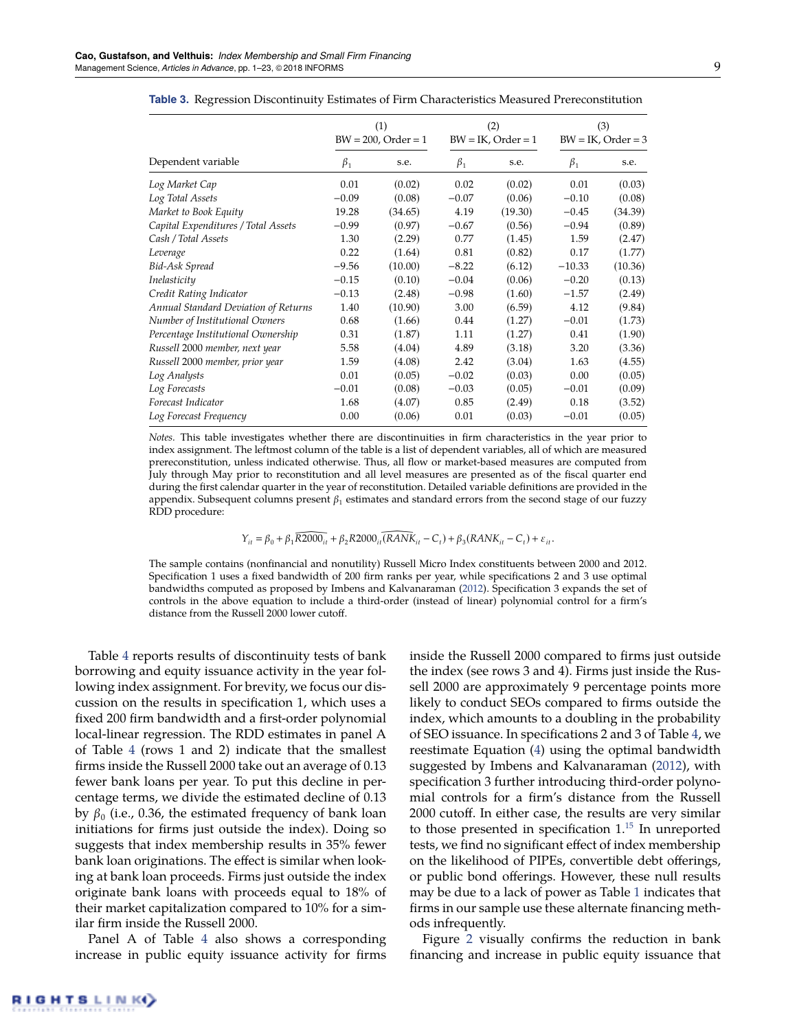**Table 3.** Regression Discontinuity Estimates of Firm Characteristics Measured Preconstitution

| | (1) BW = 200, Order = 1 | | (2) BW = IK, Order = 1 | | (3) BW = IK, Order = 3 | |
|---|---|---|---|---|---|---|
| Dependent variable | $\beta_1$ | s.e. | $\beta_1$ | s.e. | $\beta_1$ | s.e. |
| *Log Market Cap* | 0.01 | (0.02) | 0.02 | (0.02) | 0.01 | (0.03) |
| *Log Total Assets* | −0.09 | (0.08) | −0.07 | (0.06) | −0.10 | (0.08) |
| *Market to Book Equity* | 19.28 | (34.65) | 4.19 | (19.30) | −0.45 | (34.39) |
| *Capital Expenditures / Total Assets* | −0.99 | (0.97) | −0.67 | (0.56) | −0.94 | (0.89) |
| *Cash / Total Assets* | 1.30 | (2.29) | 0.77 | (1.45) | 1.59 | (2.47) |
| *Leverage* | 0.22 | (1.64) | 0.81 | (0.82) | 0.17 | (1.77) |
| *Bid-Ask Spread* | −9.56 | (10.00) | −8.22 | (6.12) | −10.33 | (10.36) |
| *Inelasticity* | −0.15 | (0.10) | −0.04 | (0.06) | −0.20 | (0.13) |
| *Credit Rating Indicator* | −0.13 | (2.48) | −0.98 | (1.60) | −1.57 | (2.49) |
| *Annual Standard Deviation of Returns* | 1.40 | (10.90) | 3.00 | (6.59) | 4.12 | (9.84) |
| *Number of Institutional Owners* | 0.68 | (1.66) | 0.44 | (1.27) | −0.01 | (1.73) |
| *Percentage Institutional Ownership* | 0.31 | (1.87) | 1.11 | (1.27) | 0.41 | (1.90) |
| *Russell 2000 member, next year* | 5.58 | (4.04) | 4.89 | (3.18) | 3.20 | (3.36) |
| *Russell 2000 member, prior year* | 1.59 | (4.08) | 2.42 | (3.04) | 1.63 | (4.55) |
| *Log Analysts* | 0.01 | (0.05) | −0.02 | (0.03) | 0.00 | (0.05) |
| *Log Forecasts* | −0.01 | (0.08) | −0.03 | (0.05) | −0.01 | (0.09) |
| *Forecast Indicator* | 1.68 | (4.07) | 0.85 | (2.49) | 0.18 | (3.52) |
| *Log Forecast Frequency* | 0.00 | (0.06) | 0.01 | (0.03) | −0.01 | (0.05) |

*Notes.* This table investigates whether there are discontinuities in firm characteristics in the year prior to index assignment. The leftmost column of the table is a list of dependent variables, all of which are measured preconstitution, unless indicated otherwise. Thus, all flow or market-based measures are computed from July through May prior to reconstitution and all level measures are presented as of the fiscal quarter end during the first calendar quarter in the year of reconstitution. Detailed variable definitions are provided in the appendix. Subsequent columns present $\beta_1$ estimates and standard errors from the second stage of our fuzzy RDD procedure:

$$Y_{it} = \beta_0 + \beta_1 \widehat{R2000_{it}} + \beta_2 R2000_{it}\widehat{(RANK_{it} - C_t)} + \beta_3(RANK_{it} - C_t) + \varepsilon_{it}.$$

The sample contains (nonfinancial and nonutility) Russell Micro Index constituents between 2000 and 2012. Specification 1 uses a fixed bandwidth of 200 firm ranks per year, while specifications 2 and 3 use optimal bandwidths computed as proposed by Imbens and Kalvanaraman (2012). Specification 3 expands the set of controls in the above equation to include a third-order (instead of linear) polynomial control for a firm's distance from the Russell 2000 lower cutoff.

Table 4 reports results of discontinuity tests of bank borrowing and equity issuance activity in the year following index assignment. For brevity, we focus our discussion on the results in specification 1, which uses a fixed 200 firm bandwidth and a first-order polynomial local-linear regression. The RDD estimates in panel A of Table 4 (rows 1 and 2) indicate that the smallest firms inside the Russell 2000 take out an average of 0.13 fewer bank loans per year. To put this decline in percentage terms, we divide the estimated decline of 0.13 by $\beta_0$ (i.e., 0.36, the estimated frequency of bank loan initiations for firms just outside the index). Doing so suggests that index membership results in 35% fewer bank loan originations. The effect is similar when looking at bank loan proceeds. Firms just outside the index originate bank loans with proceeds equal to 18% of their market capitalization compared to 10% for a similar firm inside the Russell 2000.

Panel A of Table 4 also shows a corresponding increase in public equity issuance activity for firms inside the Russell 2000 compared to firms just outside the index (see rows 3 and 4). Firms just inside the Russell 2000 are approximately 9 percentage points more likely to conduct SEOs compared to firms outside the index, which amounts to a doubling in the probability of SEO issuance. In specifications 2 and 3 of Table 4, we reestimate Equation (4) using the optimal bandwidth suggested by Imbens and Kalvanaraman (2012), with specification 3 further introducing third-order polynomial controls for a firm's distance from the Russell 2000 cutoff. In either case, the results are very similar to those presented in specification 1.[15] In unreported tests, we find no significant effect of index membership on the likelihood of PIPEs, convertible debt offerings, or public bond offerings. However, these null results may be due to a lack of power as Table 1 indicates that firms in our sample use these alternate financing methods infrequently.

Figure 2 visually confirms the reduction in bank financing and increase in public equity issuance that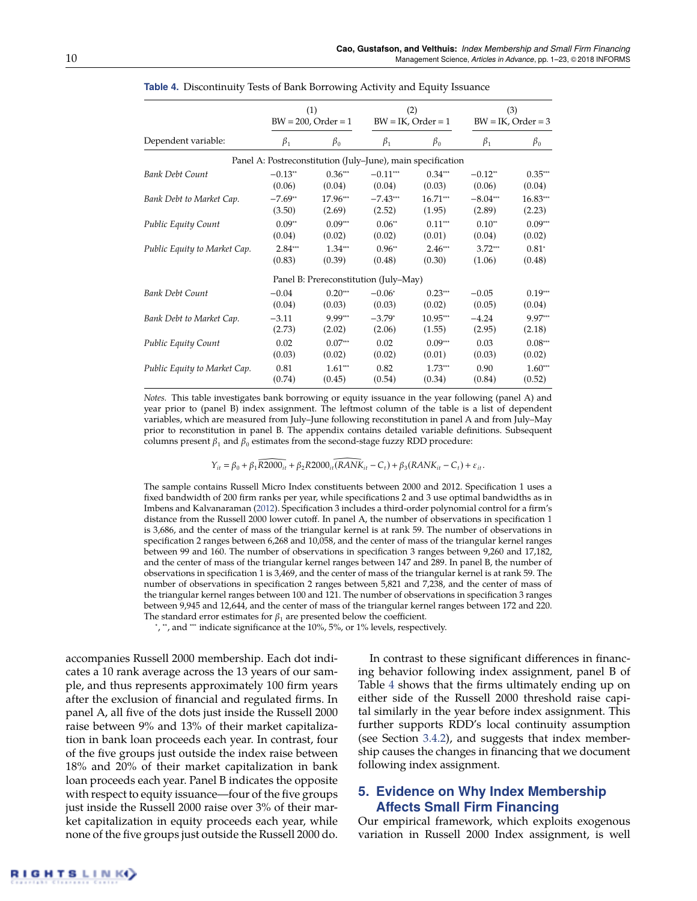**Table 4.** Discontinuity Tests of Bank Borrowing Activity and Equity Issuance

| | (1) BW = 200, Order = 1 | | (2) BW = IK, Order = 1 | | (3) BW = IK, Order = 3 | |
|---|---|---|---|---|---|---|
| Dependent variable: | $\beta_1$ | $\beta_0$ | $\beta_1$ | $\beta_0$ | $\beta_1$ | $\beta_0$ |
| Panel A: Postreconstitution (July–June), main specification | | | | | | |
| *Bank Debt Count* | −0.13** | 0.36*** | −0.11*** | 0.34*** | −0.12** | 0.35*** |
| | (0.06) | (0.04) | (0.04) | (0.03) | (0.06) | (0.04) |
| *Bank Debt to Market Cap.* | −7.69** | 17.96*** | −7.43*** | 16.71*** | −8.04*** | 16.83*** |
| | (3.50) | (2.69) | (2.52) | (1.95) | (2.89) | (2.23) |
| *Public Equity Count* | 0.09** | 0.09*** | 0.06** | 0.11*** | 0.10** | 0.09*** |
| | (0.04) | (0.02) | (0.02) | (0.01) | (0.04) | (0.02) |
| *Public Equity to Market Cap.* | 2.84*** | 1.34*** | 0.96** | 2.46*** | 3.72*** | 0.81* |
| | (0.83) | (0.39) | (0.48) | (0.30) | (1.06) | (0.48) |
| Panel B: Prereconstitution (July–May) | | | | | | |
| *Bank Debt Count* | −0.04 | 0.20*** | −0.06* | 0.23*** | −0.05 | 0.19*** |
| | (0.04) | (0.03) | (0.03) | (0.02) | (0.05) | (0.04) |
| *Bank Debt to Market Cap.* | −3.11 | 9.99*** | −3.79* | 10.95*** | −4.24 | 9.97*** |
| | (2.73) | (2.02) | (2.06) | (1.55) | (2.95) | (2.18) |
| *Public Equity Count* | 0.02 | 0.07*** | 0.02 | 0.09*** | 0.03 | 0.08*** |
| | (0.03) | (0.02) | (0.02) | (0.01) | (0.03) | (0.02) |
| *Public Equity to Market Cap.* | 0.81 | 1.61*** | 0.82 | 1.73*** | 0.90 | 1.60*** |
| | (0.74) | (0.45) | (0.54) | (0.34) | (0.84) | (0.52) |

*Notes.* This table investigates bank borrowing or equity issuance in the year following (panel A) and year prior to (panel B) index assignment. The leftmost column of the table is a list of dependent variables, which are measured from July–June following reconstitution in panel A and from July–May prior to reconstitution in panel B. The appendix contains detailed variable definitions. Subsequent columns present $\beta_1$ and $\beta_0$ estimates from the second-stage fuzzy RDD procedure:

$$Y_{it} = \beta_0 + \beta_1 \widehat{R2000_{it}} + \beta_2 R2000_{it}\widehat{(RANK_{it} - C_t)} + \beta_3 (RANK_{it} - C_t) + \varepsilon_{it}.$$

The sample contains Russell Micro Index constituents between 2000 and 2012. Specification 1 uses a fixed bandwidth of 200 firm ranks per year, while specifications 2 and 3 use optimal bandwidths as in Imbens and Kalvanaraman (2012). Specification 3 includes a third-order polynomial control for a firm's distance from the Russell 2000 lower cutoff. In panel A, the number of observations in specification 1 is 3,686, and the center of mass of the triangular kernel is at rank 59. The number of observations in specification 2 ranges between 6,268 and 10,058, and the center of mass of the triangular kernel ranges between 99 and 160. The number of observations in specification 3 ranges between 9,260 and 17,182, and the center of mass of the triangular kernel ranges between 147 and 289. In panel B, the number of observations in specification 1 is 3,469, and the center of mass of the triangular kernel is at rank 59. The number of observations in specification 2 ranges between 5,821 and 7,238, and the center of mass of the triangular kernel ranges between 100 and 121. The number of observations in specification 3 ranges between 9,945 and 12,644, and the center of mass of the triangular kernel ranges between 172 and 220. The standard error estimates for $\beta_1$ are presented below the coefficient.

*, **, and *** indicate significance at the 10%, 5%, or 1% levels, respectively.

accompanies Russell 2000 membership. Each dot indicates a 10 rank average across the 13 years of our sample, and thus represents approximately 100 firm years after the exclusion of financial and regulated firms. In panel A, all five of the dots just inside the Russell 2000 raise between 9% and 13% of their market capitalization in bank loan proceeds each year. In contrast, four of the five groups just outside the index raise between 18% and 20% of their market capitalization in bank loan proceeds each year. Panel B indicates the opposite with respect to equity issuance—four of the five groups just inside the Russell 2000 raise over 3% of their market capitalization in equity proceeds each year, while none of the five groups just outside the Russell 2000 do.

In contrast to these significant differences in financing behavior following index assignment, panel B of Table 4 shows that the firms ultimately ending up on either side of the Russell 2000 threshold raise capital similarly in the year before index assignment. This further supports RDD's local continuity assumption (see Section 3.4.2), and suggests that index membership causes the changes in financing that we document following index assignment.

## 5. Evidence on Why Index Membership Affects Small Firm Financing

Our empirical framework, which exploits exogenous variation in Russell 2000 Index assignment, is well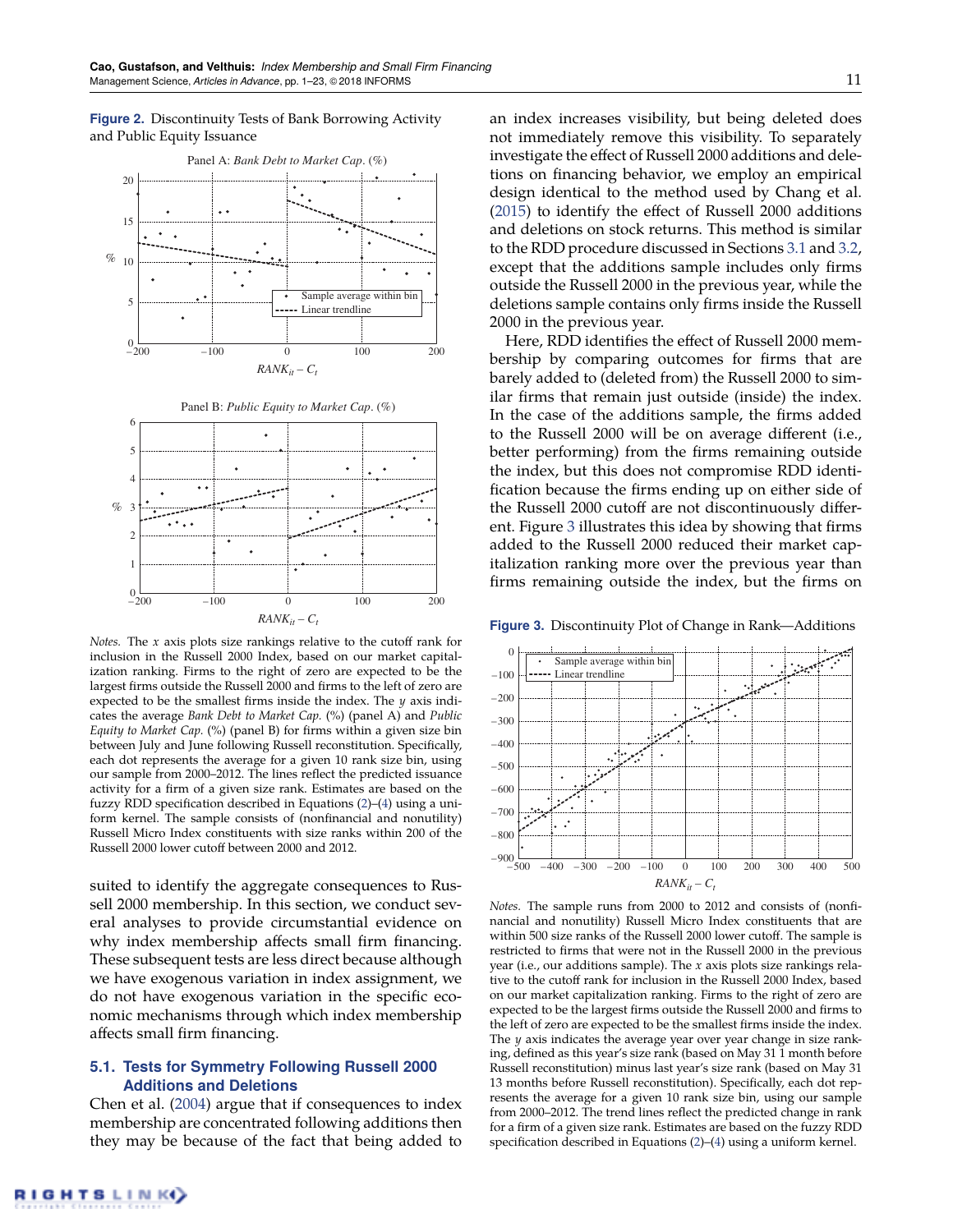**Figure 2.** Discontinuity Tests of Bank Borrowing Activity and Public Equity Issuance

*Notes.* The $x$ axis plots size rankings relative to the cutoff rank for inclusion in the Russell 2000 Index, based on our market capitalization ranking. Firms to the right of zero are expected to be the largest firms outside the Russell 2000 and firms to the left of zero are expected to be the smallest firms inside the index. The $y$ axis indicates the average *Bank Debt to Market Cap.* (%) (panel A) and *Public Equity to Market Cap.* (%) (panel B) for firms within a given size bin between July and June following Russell reconstitution. Specifically, each dot represents the average for a given 10 rank size bin, using our sample from 2000–2012. The lines reflect the predicted issuance activity for a firm of a given size rank. Estimates are based on the fuzzy RDD specification described in Equations (2)–(4) using a uniform kernel. The sample consists of (nonfinancial and nonutility) Russell Micro Index constituents with size ranks within 200 of the Russell 2000 lower cutoff between 2000 and 2012.

suited to identify the aggregate consequences to Russell 2000 membership. In this section, we conduct several analyses to provide circumstantial evidence on why index membership affects small firm financing. These subsequent tests are less direct because although we have exogenous variation in index assignment, we do not have exogenous variation in the specific economic mechanisms through which index membership affects small firm financing.

### 5.1. Tests for Symmetry Following Russell 2000 Additions and Deletions

Chen et al. (2004) argue that if consequences to index membership are concentrated following additions then they may be because of the fact that being added to an index increases visibility, but being deleted does not immediately remove this visibility. To separately investigate the effect of Russell 2000 additions and deletions on financing behavior, we employ an empirical design identical to the method used by Chang et al. (2015) to identify the effect of Russell 2000 additions and deletions on stock returns. This method is similar to the RDD procedure discussed in Sections 3.1 and 3.2, except that the additions sample includes only firms outside the Russell 2000 in the previous year, while the deletions sample contains only firms inside the Russell 2000 in the previous year.

Here, RDD identifies the effect of Russell 2000 membership by comparing outcomes for firms that are barely added to (deleted from) the Russell 2000 to similar firms that remain just outside (inside) the index. In the case of the additions sample, the firms added to the Russell 2000 will be on average different (i.e., better performing) from the firms remaining outside the index, but this does not compromise RDD identification because the firms ending up on either side of the Russell 2000 cutoff are not discontinuously different. Figure 3 illustrates this idea by showing that firms added to the Russell 2000 reduced their market capitalization ranking more over the previous year than firms remaining outside the index, but the firms on

**Figure 3.** Discontinuity Plot of Change in Rank—Additions

*Notes.* The sample runs from 2000 to 2012 and consists of (nonfinancial and nonutility) Russell Micro Index constituents that are within 500 size ranks of the Russell 2000 lower cutoff. The sample is restricted to firms that were not in the Russell 2000 in the previous year (i.e., our additions sample). The $x$ axis plots size rankings relative to the cutoff rank for inclusion in the Russell 2000 Index, based on our market capitalization ranking. Firms to the right of zero are expected to be the largest firms outside the Russell 2000 and firms to the left of zero are expected to be the smallest firms inside the index. The $y$ axis indicates the average year over year change in size ranking, defined as this year's size rank (based on May 31 1 month before Russell reconstitution) minus last year's size rank (based on May 31 13 months before Russell reconstitution). Specifically, each dot represents the average for a given 10 rank size bin, using our sample from 2000–2012. The trend lines reflect the predicted change in rank for a firm of a given size rank. Estimates are based on the fuzzy RDD specification described in Equations (2)–(4) using a uniform kernel.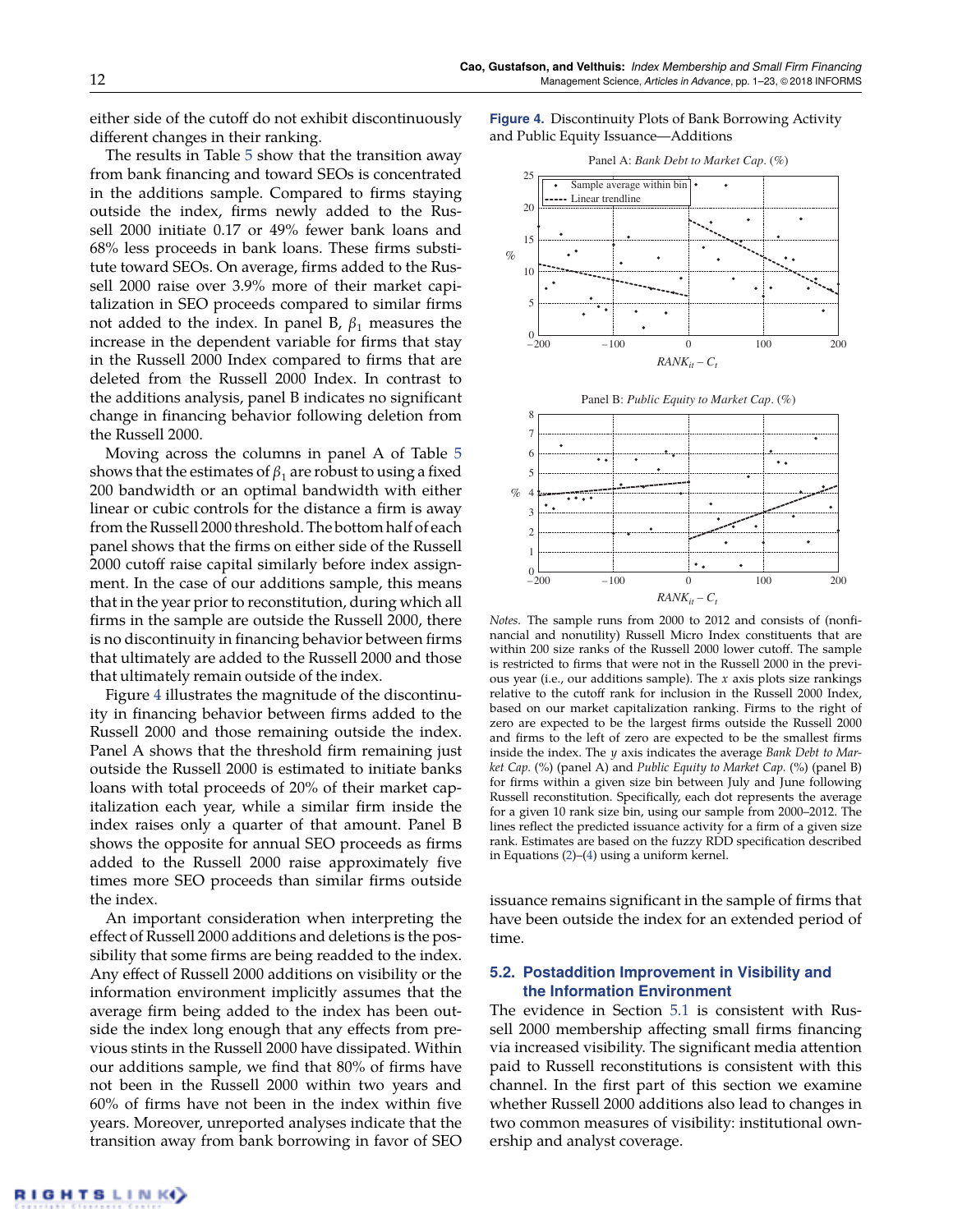either side of the cutoff do not exhibit discontinuously different changes in their ranking.

The results in Table 5 show that the transition away from bank financing and toward SEOs is concentrated in the additions sample. Compared to firms staying outside the index, firms newly added to the Russell 2000 initiate 0.17 or 49% fewer bank loans and 68% less proceeds in bank loans. These firms substitute toward SEOs. On average, firms added to the Russell 2000 raise over 3.9% more of their market capitalization in SEO proceeds compared to similar firms not added to the index. In panel B, $\beta_1$ measures the increase in the dependent variable for firms that stay in the Russell 2000 Index compared to firms that are deleted from the Russell 2000 Index. In contrast to the additions analysis, panel B indicates no significant change in financing behavior following deletion from the Russell 2000.

Moving across the columns in panel A of Table 5 shows that the estimates of $\beta_1$ are robust to using a fixed 200 bandwidth or an optimal bandwidth with either linear or cubic controls for the distance a firm is away from the Russell 2000 threshold. The bottom half of each panel shows that the firms on either side of the Russell 2000 cutoff raise capital similarly before index assignment. In the case of our additions sample, this means that in the year prior to reconstitution, during which all firms in the sample are outside the Russell 2000, there is no discontinuity in financing behavior between firms that ultimately are added to the Russell 2000 and those that ultimately remain outside of the index.

Figure 4 illustrates the magnitude of the discontinuity in financing behavior between firms added to the Russell 2000 and those remaining outside the index. Panel A shows that the threshold firm remaining just outside the Russell 2000 is estimated to initiate banks loans with total proceeds of 20% of their market capitalization each year, while a similar firm inside the index raises only a quarter of that amount. Panel B shows the opposite for annual SEO proceeds as firms added to the Russell 2000 raise approximately five times more SEO proceeds than similar firms outside the index.

An important consideration when interpreting the effect of Russell 2000 additions and deletions is the possibility that some firms are being readded to the index. Any effect of Russell 2000 additions on visibility or the information environment implicitly assumes that the average firm being added to the index has been outside the index long enough that any effects from previous stints in the Russell 2000 have dissipated. Within our additions sample, we find that 80% of firms have not been in the Russell 2000 within two years and 60% of firms have not been in the index within five years. Moreover, unreported analyses indicate that the transition away from bank borrowing in favor of SEO issuance remains significant in the sample of firms that have been outside the index for an extended period of time.

**Figure 4.** Discontinuity Plots of Bank Borrowing Activity and Public Equity Issuance—Additions

Panel A: *Bank Debt to Market Cap.* (%)

Panel B: *Public Equity to Market Cap.* (%)

*Notes.* The sample runs from 2000 to 2012 and consists of (nonfinancial and nonutility) Russell Micro Index constituents that are within 200 size ranks of the Russell 2000 lower cutoff. The sample is restricted to firms that were not in the Russell 2000 in the previous year (i.e., our additions sample). The $x$ axis plots size rankings relative to the cutoff rank for inclusion in the Russell 2000 Index, based on our market capitalization ranking. Firms to the right of zero are expected to be the largest firms outside the Russell 2000 and firms to the left of zero are expected to be the smallest firms inside the index. The $y$ axis indicates the average *Bank Debt to Market Cap.* (%) (panel A) and *Public Equity to Market Cap.* (%) (panel B) for firms within a given size bin between July and June following Russell reconstitution. Specifically, each dot represents the average for a given 10 rank size bin, using our sample from 2000–2012. The lines reflect the predicted issuance activity for a firm of a given size rank. Estimates are based on the fuzzy RDD specification described in Equations (2)–(4) using a uniform kernel.

## 5.2. Postaddition Improvement in Visibility and the Information Environment

The evidence in Section 5.1 is consistent with Russell 2000 membership affecting small firms financing via increased visibility. The significant media attention paid to Russell reconstitutions is consistent with this channel. In the first part of this section we examine whether Russell 2000 additions also lead to changes in two common measures of visibility: institutional ownership and analyst coverage.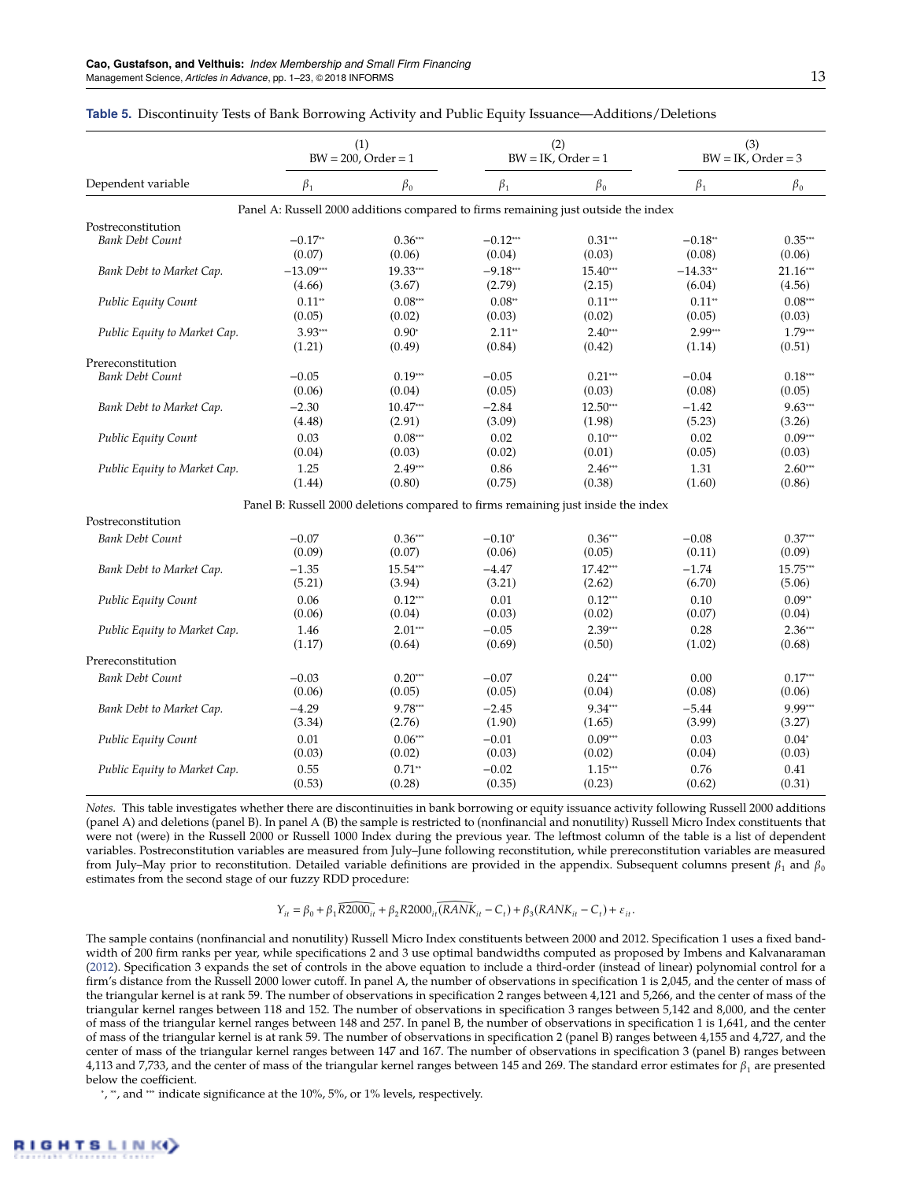**Table 5.** Discontinuity Tests of Bank Borrowing Activity and Public Equity Issuance—Additions/Deletions

| | (1) BW = 200, Order = 1 | | (2) BW = IK, Order = 1 | | (3) BW = IK, Order = 3 | |
|---|---|---|---|---|---|---|
| Dependent variable | $\beta_1$ | $\beta_0$ | $\beta_1$ | $\beta_0$ | $\beta_1$ | $\beta_0$ |
| **Panel A: Russell 2000 additions compared to firms remaining just outside the index** | | | | | | |
| Postreconstitution | | | | | | |
| *Bank Debt Count* | −0.17** | 0.36*** | −0.12*** | 0.31*** | −0.18** | 0.35*** |
| | (0.07) | (0.06) | (0.04) | (0.03) | (0.08) | (0.06) |
| *Bank Debt to Market Cap.* | −13.09*** | 19.33*** | −9.18*** | 15.40*** | −14.33** | 21.16*** |
| | (4.66) | (3.67) | (2.79) | (2.15) | (6.04) | (4.56) |
| *Public Equity Count* | 0.11** | 0.08*** | 0.08** | 0.11*** | 0.11** | 0.08*** |
| | (0.05) | (0.02) | (0.03) | (0.02) | (0.05) | (0.03) |
| *Public Equity to Market Cap.* | 3.93*** | 0.90* | 2.11** | 2.40*** | 2.99*** | 1.79*** |
| | (1.21) | (0.49) | (0.84) | (0.42) | (1.14) | (0.51) |
| Prereconstitution | | | | | | |
| *Bank Debt Count* | −0.05 | 0.19*** | −0.05 | 0.21*** | −0.04 | 0.18*** |
| | (0.06) | (0.04) | (0.05) | (0.03) | (0.08) | (0.05) |
| *Bank Debt to Market Cap.* | −2.30 | 10.47*** | −2.84 | 12.50*** | −1.42 | 9.63*** |
| | (4.48) | (2.91) | (3.09) | (1.98) | (5.23) | (3.26) |
| *Public Equity Count* | 0.03 | 0.08*** | 0.02 | 0.10*** | 0.02 | 0.09*** |
| | (0.04) | (0.03) | (0.02) | (0.01) | (0.05) | (0.03) |
| *Public Equity to Market Cap.* | 1.25 | 2.49*** | 0.86 | 2.46*** | 1.31 | 2.60*** |
| | (1.44) | (0.80) | (0.75) | (0.38) | (1.60) | (0.86) |
| **Panel B: Russell 2000 deletions compared to firms remaining just inside the index** | | | | | | |
| Postreconstitution | | | | | | |
| *Bank Debt Count* | −0.07 | 0.36*** | −0.10* | 0.36*** | −0.08 | 0.37*** |
| | (0.09) | (0.07) | (0.06) | (0.05) | (0.11) | (0.09) |
| *Bank Debt to Market Cap.* | −1.35 | 15.54*** | −4.47 | 17.42*** | −1.74 | 15.75*** |
| | (5.21) | (3.94) | (3.21) | (2.62) | (6.70) | (5.06) |
| *Public Equity Count* | 0.06 | 0.12*** | 0.01 | 0.12*** | 0.10 | 0.09** |
| | (0.06) | (0.04) | (0.03) | (0.02) | (0.07) | (0.04) |
| *Public Equity to Market Cap.* | 1.46 | 2.01*** | −0.05 | 2.39*** | 0.28 | 2.36*** |
| | (1.17) | (0.64) | (0.69) | (0.50) | (1.02) | (0.68) |
| Prereconstitution | | | | | | |
| *Bank Debt Count* | −0.03 | 0.20*** | −0.07 | 0.24*** | 0.00 | 0.17*** |
| | (0.06) | (0.05) | (0.05) | (0.04) | (0.08) | (0.06) |
| *Bank Debt to Market Cap.* | −4.29 | 9.78*** | −2.45 | 9.34*** | −5.44 | 9.99*** |
| | (3.34) | (2.76) | (1.90) | (1.65) | (3.99) | (3.27) |
| *Public Equity Count* | 0.01 | 0.06*** | −0.01 | 0.09*** | 0.03 | 0.04* |
| | (0.03) | (0.02) | (0.03) | (0.02) | (0.04) | (0.03) |
| *Public Equity to Market Cap.* | 0.55 | 0.71** | −0.02 | 1.15*** | 0.76 | 0.41 |
| | (0.53) | (0.28) | (0.35) | (0.23) | (0.62) | (0.31) |

*Notes.* This table investigates whether there are discontinuities in bank borrowing or equity issuance activity following Russell 2000 additions (panel A) and deletions (panel B). In panel A (B) the sample is restricted to (nonfinancial and nonutility) Russell Micro Index constituents that were not (were) in the Russell 2000 or Russell 1000 Index during the previous year. The leftmost column of the table is a list of dependent variables. Postreconstitution variables are measured from July–June following reconstitution, while prereconstitution variables are measured from July–May prior to reconstitution. Detailed variable definitions are provided in the appendix. Subsequent columns present $\beta_1$ and $\beta_0$ estimates from the second stage of our fuzzy RDD procedure:

$$Y_{it} = \beta_0 + \beta_1 \widehat{R2000}_{it} + \beta_2 R2000_{it}\widehat{(RANK_{it} - C_t)} + \beta_3 (RANK_{it} - C_t) + \varepsilon_{it}.$$

The sample contains (nonfinancial and nonutility) Russell Micro Index constituents between 2000 and 2012. Specification 1 uses a fixed bandwidth of 200 firm ranks per year, while specifications 2 and 3 use optimal bandwidths computed as proposed by Imbens and Kalvanaraman (2012). Specification 3 expands the set of controls in the above equation to include a third-order (instead of linear) polynomial control for a firm's distance from the Russell 2000 lower cutoff. In panel A, the number of observations in specification 1 is 2,045, and the center of mass of the triangular kernel is at rank 59. The number of observations in specification 2 ranges between 4,121 and 5,266, and the center of mass of the triangular kernel ranges between 118 and 152. The number of observations in specification 3 ranges between 5,142 and 8,000, and the center of mass of the triangular kernel ranges between 148 and 257. In panel B, the number of observations in specification 1 is 1,641, and the center of mass of the triangular kernel is at rank 59. The number of observations in specification 2 (panel B) ranges between 4,155 and 4,727, and the center of mass of the triangular kernel ranges between 147 and 167. The number of observations in specification 3 (panel B) ranges between 4,113 and 7,733, and the center of mass of the triangular kernel ranges between 145 and 269. The standard error estimates for $\beta_1$ are presented below the coefficient.

*, **, and *** indicate significance at the 10%, 5%, or 1% levels, respectively.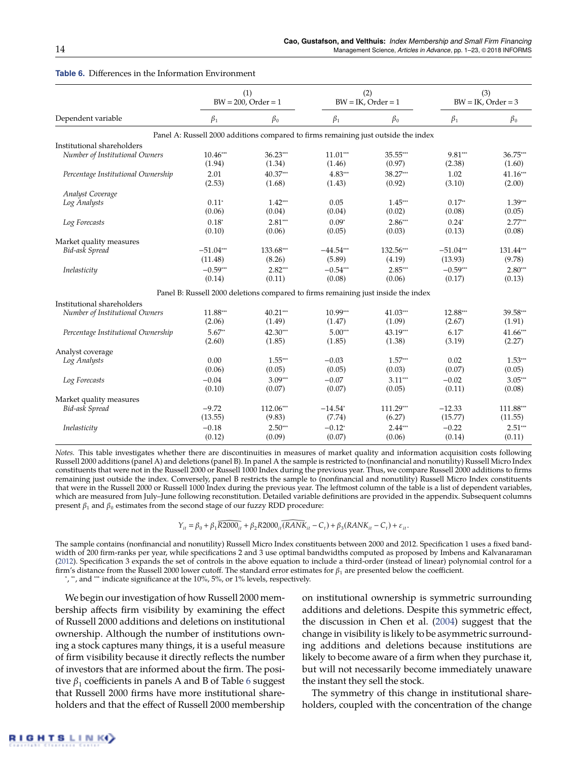**Table 6.** Differences in the Information Environment

| Dependent variable | (1) BW = 200, Order = 1 $\beta_1$ | $\beta_0$ | (2) BW = IK, Order = 1 $\beta_1$ | $\beta_0$ | (3) BW = IK, Order = 3 $\beta_1$ | $\beta_0$ |
|---|---|---|---|---|---|---|
| *Panel A: Russell 2000 additions compared to firms remaining just outside the index* | | | | | | |
| Institutional shareholders | | | | | | |
| *Number of Institutional Owners* | 10.46*** | 36.23*** | 11.01*** | 35.55*** | 9.81*** | 36.75*** |
| | (1.94) | (1.34) | (1.46) | (0.97) | (2.38) | (1.60) |
| *Percentage Institutional Ownership* | 2.01 | 40.37*** | 4.83*** | 38.27*** | 1.02 | 41.16*** |
| | (2.53) | (1.68) | (1.43) | (0.92) | (3.10) | (2.00) |
| *Analyst Coverage* | | | | | | |
| *Log Analysts* | 0.11* | 1.42*** | 0.05 | 1.45*** | 0.17** | 1.39*** |
| | (0.06) | (0.04) | (0.04) | (0.02) | (0.08) | (0.05) |
| *Log Forecasts* | 0.18* | 2.81*** | 0.09* | 2.86*** | 0.24* | 2.77*** |
| | (0.10) | (0.06) | (0.05) | (0.03) | (0.13) | (0.08) |
| Market quality measures | | | | | | |
| *Bid-ask Spread* | −51.04*** | 133.68*** | −44.54*** | 132.56*** | −51.04*** | 131.44*** |
| | (11.48) | (8.26) | (5.89) | (4.19) | (13.93) | (9.78) |
| *Inelasticity* | −0.59*** | 2.82*** | −0.54*** | 2.85*** | −0.59*** | 2.80*** |
| | (0.14) | (0.11) | (0.08) | (0.06) | (0.17) | (0.13) |
| *Panel B: Russell 2000 deletions compared to firms remaining just inside the index* | | | | | | |
| Institutional shareholders | | | | | | |
| *Number of Institutional Owners* | 11.88*** | 40.21*** | 10.99*** | 41.03*** | 12.88*** | 39.58*** |
| | (2.06) | (1.49) | (1.47) | (1.09) | (2.67) | (1.91) |
| *Percentage Institutional Ownership* | 5.67** | 42.30*** | 5.00*** | 43.19*** | 6.17* | 41.66*** |
| | (2.60) | (1.85) | (1.85) | (1.38) | (3.19) | (2.27) |
| Analyst coverage | | | | | | |
| *Log Analysts* | 0.00 | 1.55*** | −0.03 | 1.57*** | 0.02 | 1.53*** |
| | (0.06) | (0.05) | (0.05) | (0.03) | (0.07) | (0.05) |
| *Log Forecasts* | −0.04 | 3.09*** | −0.07 | 3.11*** | −0.02 | 3.05*** |
| | (0.10) | (0.07) | (0.07) | (0.05) | (0.11) | (0.08) |
| Market quality measures | | | | | | |
| *Bid-ask Spread* | −9.72 | 112.06*** | −14.54* | 111.29*** | −12.33 | 111.88*** |
| | (13.55) | (9.83) | (7.74) | (6.27) | (15.77) | (11.55) |
| *Inelasticity* | −0.18 | 2.50*** | −0.12* | 2.44*** | −0.22 | 2.51*** |
| | (0.12) | (0.09) | (0.07) | (0.06) | (0.14) | (0.11) |

*Notes.* This table investigates whether there are discontinuities in measures of market quality and information acquisition costs following Russell 2000 additions (panel A) and deletions (panel B). In panel A the sample is restricted to (nonfinancial and nonutility) Russell Micro Index constituents that were not in the Russell 2000 or Russell 1000 Index during the previous year. Thus, we compare Russell 2000 additions to firms remaining just outside the index. Conversely, panel B restricts the sample to (nonfinancial and nonutility) Russell Micro Index constituents that were in the Russell 2000 or Russell 1000 Index during the previous year. The leftmost column of the table is a list of dependent variables, which are measured from July–June following reconstitution. Detailed variable definitions are provided in the appendix. Subsequent columns present $\beta_1$ and $\beta_0$ estimates from the second stage of our fuzzy RDD procedure:

$$Y_{it} = \beta_0 + \beta_1 \widehat{R2000_{it}} + \beta_2 R2000_{it}\widehat{(RANK_{it} - C_t)} + \beta_3(RANK_{it} - C_t) + \varepsilon_{it}.$$

The sample contains (nonfinancial and nonutility) Russell Micro Index constituents between 2000 and 2012. Specification 1 uses a fixed bandwidth of 200 firm-ranks per year, while specifications 2 and 3 use optimal bandwidths computed as proposed by Imbens and Kalvanaraman (2012). Specification 3 expands the set of controls in the above equation to include a third-order (instead of linear) polynomial control for a firm's distance from the Russell 2000 lower cutoff. The standard error estimates for $\beta_1$ are presented below the coefficient.

*, **, and *** indicate significance at the 10%, 5%, or 1% levels, respectively.

We begin our investigation of how Russell 2000 membership affects firm visibility by examining the effect of Russell 2000 additions and deletions on institutional ownership. Although the number of institutions owning a stock captures many things, it is a useful measure of firm visibility because it directly reflects the number of investors that are informed about the firm. The positive $\beta_1$ coefficients in panels A and B of Table 6 suggest that Russell 2000 firms have more institutional shareholders and that the effect of Russell 2000 membership on institutional ownership is symmetric surrounding additions and deletions. Despite this symmetric effect, the discussion in Chen et al. (2004) suggest that the change in visibility is likely to be asymmetric surrounding additions and deletions because institutions are likely to become aware of a firm when they purchase it, but will not necessarily become immediately unaware the instant they sell the stock.

The symmetry of this change in institutional shareholders, coupled with the concentration of the change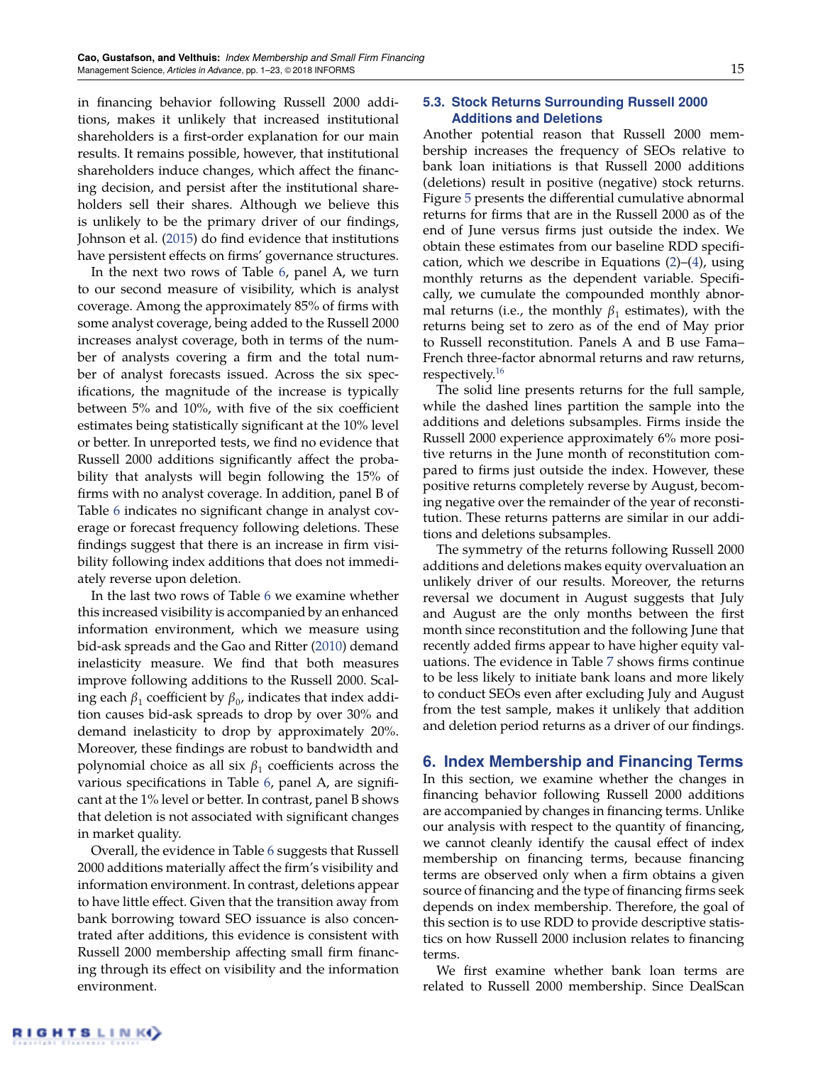in financing behavior following Russell 2000 additions, makes it unlikely that increased institutional shareholders is a first-order explanation for our main results. It remains possible, however, that institutional shareholders induce changes, which affect the financing decision, and persist after the institutional shareholders sell their shares. Although we believe this is unlikely to be the primary driver of our findings, Johnson et al. (2015) do find evidence that institutions have persistent effects on firms' governance structures.

In the next two rows of Table 6, panel A, we turn to our second measure of visibility, which is analyst coverage. Among the approximately 85% of firms with some analyst coverage, being added to the Russell 2000 increases analyst coverage, both in terms of the number of analysts covering a firm and the total number of analyst forecasts issued. Across the six specifications, the magnitude of the increase is typically between 5% and 10%, with five of the six coefficient estimates being statistically significant at the 10% level or better. In unreported tests, we find no evidence that Russell 2000 additions significantly affect the probability that analysts will begin following the 15% of firms with no analyst coverage. In addition, panel B of Table 6 indicates no significant change in analyst coverage or forecast frequency following deletions. These findings suggest that there is an increase in firm visibility following index additions that does not immediately reverse upon deletion.

In the last two rows of Table 6 we examine whether this increased visibility is accompanied by an enhanced information environment, which we measure using bid-ask spreads and the Gao and Ritter (2010) demand inelasticity measure. We find that both measures improve following additions to the Russell 2000. Scaling each $\beta_1$ coefficient by $\beta_0$, indicates that index addition causes bid-ask spreads to drop by over 30% and demand inelasticity to drop by approximately 20%. Moreover, these findings are robust to bandwidth and polynomial choice as all six $\beta_1$ coefficients across the various specifications in Table 6, panel A, are significant at the 1% level or better. In contrast, panel B shows that deletion is not associated with significant changes in market quality.

Overall, the evidence in Table 6 suggests that Russell 2000 additions materially affect the firm's visibility and information environment. In contrast, deletions appear to have little effect. Given that the transition away from bank borrowing toward SEO issuance is also concentrated after additions, this evidence is consistent with Russell 2000 membership affecting small firm financing through its effect on visibility and the information environment.

### 5.3. Stock Returns Surrounding Russell 2000 Additions and Deletions

Another potential reason that Russell 2000 membership increases the frequency of SEOs relative to bank loan initiations is that Russell 2000 additions (deletions) result in positive (negative) stock returns. Figure 5 presents the differential cumulative abnormal returns for firms that are in the Russell 2000 as of the end of June versus firms just outside the index. We obtain these estimates from our baseline RDD specification, which we describe in Equations (2)–(4), using monthly returns as the dependent variable. Specifically, we cumulate the compounded monthly abnormal returns (i.e., the monthly $\beta_1$ estimates), with the returns being set to zero as of the end of May prior to Russell reconstitution. Panels A and B use Fama–French three-factor abnormal returns and raw returns, respectively.[16]

The solid line presents returns for the full sample, while the dashed lines partition the sample into the additions and deletions subsamples. Firms inside the Russell 2000 experience approximately 6% more positive returns in the June month of reconstitution compared to firms just outside the index. However, these positive returns completely reverse by August, becoming negative over the remainder of the year of reconstitution. These returns patterns are similar in our additions and deletions subsamples.

The symmetry of the returns following Russell 2000 additions and deletions makes equity overvaluation an unlikely driver of our results. Moreover, the returns reversal we document in August suggests that July and August are the only months between the first month since reconstitution and the following June that recently added firms appear to have higher equity valuations. The evidence in Table 7 shows firms continue to be less likely to initiate bank loans and more likely to conduct SEOs even after excluding July and August from the test sample, makes it unlikely that addition and deletion period returns as a driver of our findings.

## 6. Index Membership and Financing Terms

In this section, we examine whether the changes in financing behavior following Russell 2000 additions are accompanied by changes in financing terms. Unlike our analysis with respect to the quantity of financing, we cannot cleanly identify the causal effect of index membership on financing terms, because financing terms are observed only when a firm obtains a given source of financing and the type of financing firms seek depends on index membership. Therefore, the goal of this section is to use RDD to provide descriptive statistics on how Russell 2000 inclusion relates to financing terms.

We first examine whether bank loan terms are related to Russell 2000 membership. Since DealScan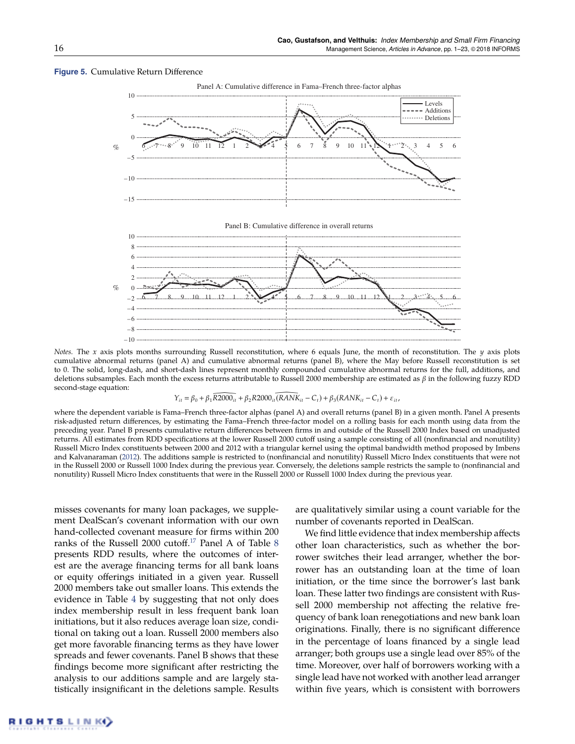**Figure 5.** Cumulative Return Difference

*Notes.* The $x$ axis plots months surrounding Russell reconstitution, where 6 equals June, the month of reconstitution. The $y$ axis plots cumulative abnormal returns (panel A) and cumulative abnormal returns (panel B), where the May before Russell reconstitution is set to 0. The solid, long-dash, and short-dash lines represent monthly compounded cumulative abnormal returns for the full, additions, and deletions subsamples. Each month the excess returns attributable to Russell 2000 membership are estimated as $\beta$ in the following fuzzy RDD second-stage equation:

$$Y_{it} = \beta_0 + \beta_1 \widehat{R2000_{it}} + \beta_2 R2000_{it}\widehat{(RANK_{it} - C_t)} + \beta_3(RANK_{it} - C_t) + \varepsilon_{it},$$

where the dependent variable is Fama–French three-factor alphas (panel A) and overall returns (panel B) in a given month. Panel A presents risk-adjusted return differences, by estimating the Fama–French three-factor model on a rolling basis for each month using data from the preceding year. Panel B presents cumulative return differences between firms in and outside of the Russell 2000 Index based on unadjusted returns. All estimates from RDD specifications at the lower Russell 2000 cutoff using a sample consisting of all (nonfinancial and nonutility) Russell Micro Index constituents between 2000 and 2012 with a triangular kernel using the optimal bandwidth method proposed by Imbens and Kalvanaraman (2012). The additions sample is restricted to (nonfinancial and nonutility) Russell Micro Index constituents that were not in the Russell 2000 or Russell 1000 Index during the previous year. Conversely, the deletions sample restricts the sample to (nonfinancial and nonutility) Russell Micro Index constituents that were in the Russell 2000 or Russell 1000 Index during the previous year.

misses covenants for many loan packages, we supplement DealScan's covenant information with our own hand-collected covenant measure for firms within 200 ranks of the Russell 2000 cutoff.[17] Panel A of Table 8 presents RDD results, where the outcomes of interest are the average financing terms for all bank loans or equity offerings initiated in a given year. Russell 2000 members take out smaller loans. This extends the evidence in Table 4 by suggesting that not only does index membership result in less frequent bank loan initiations, but it also reduces average loan size, conditional on taking out a loan. Russell 2000 members also get more favorable financing terms as they have lower spreads and fewer covenants. Panel B shows that these findings become more significant after restricting the analysis to our additions sample and are largely statistically insignificant in the deletions sample. Results are qualitatively similar using a count variable for the number of covenants reported in DealScan.

We find little evidence that index membership affects other loan characteristics, such as whether the borrower switches their lead arranger, whether the borrower has an outstanding loan at the time of loan initiation, or the time since the borrower's last bank loan. These latter two findings are consistent with Russell 2000 membership not affecting the relative frequency of bank loan renegotiations and new bank loan originations. Finally, there is no significant difference in the percentage of loans financed by a single lead arranger; both groups use a single lead over 85% of the time. Moreover, over half of borrowers working with a single lead have not worked with another lead arranger within five years, which is consistent with borrowers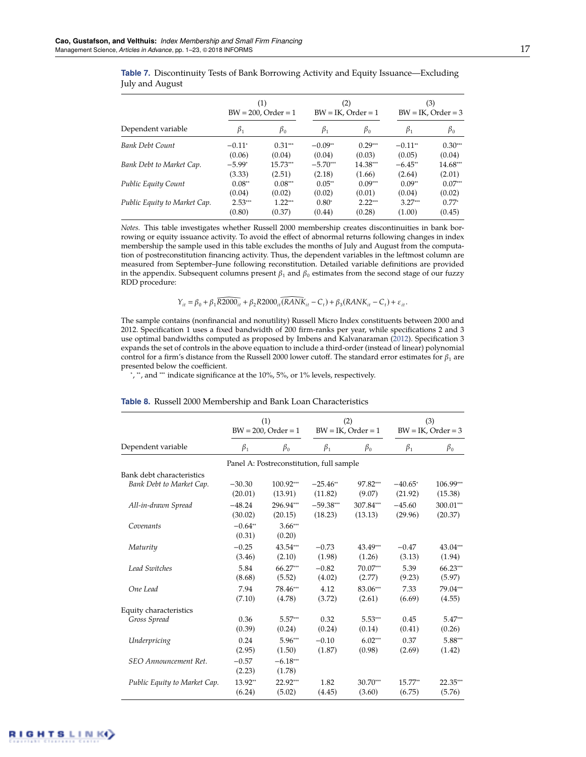**Table 7.** Discontinuity Tests of Bank Borrowing Activity and Equity Issuance—Excluding July and August

| | (1) BW = 200, Order = 1 | | (2) BW = IK, Order = 1 | | (3) BW = IK, Order = 3 | |
|---|---|---|---|---|---|---|
| Dependent variable | $\beta_1$ | $\beta_0$ | $\beta_1$ | $\beta_0$ | $\beta_1$ | $\beta_0$ |
| *Bank Debt Count* | −0.11* | 0.31*** | −0.09** | 0.29*** | −0.11** | 0.30*** |
| | (0.06) | (0.04) | (0.04) | (0.03) | (0.05) | (0.04) |
| *Bank Debt to Market Cap.* | −5.99* | 15.73*** | −5.70*** | 14.38*** | −6.45** | 14.68*** |
| | (3.33) | (2.51) | (2.18) | (1.66) | (2.64) | (2.01) |
| *Public Equity Count* | 0.08** | 0.08*** | 0.05** | 0.09*** | 0.09** | 0.07*** |
| | (0.04) | (0.02) | (0.02) | (0.01) | (0.04) | (0.02) |
| *Public Equity to Market Cap.* | 2.53*** | 1.22*** | 0.80* | 2.22*** | 3.27*** | 0.77* |
| | (0.80) | (0.37) | (0.44) | (0.28) | (1.00) | (0.45) |

*Notes.* This table investigates whether Russell 2000 membership creates discontinuities in bank borrowing or equity issuance activity. To avoid the effect of abnormal returns following changes in index membership the sample used in this table excludes the months of July and August from the computation of postreconstitution financing activity. Thus, the dependent variables in the leftmost column are measured from September–June following reconstitution. Detailed variable definitions are provided in the appendix. Subsequent columns present $\beta_1$ and $\beta_0$ estimates from the second stage of our fuzzy RDD procedure:

$$Y_{it} = \beta_0 + \beta_1 \widehat{R2000_{it}} + \beta_2 R2000_{it}\widehat{(RANK_{it} - C_t)} + \beta_3 (RANK_{it} - C_t) + \varepsilon_{it}.$$

The sample contains (nonfinancial and nonutility) Russell Micro Index constituents between 2000 and 2012. Specification 1 uses a fixed bandwidth of 200 firm-ranks per year, while specifications 2 and 3 use optimal bandwidths computed as proposed by Imbens and Kalvanaraman (2012). Specification 3 expands the set of controls in the above equation to include a third-order (instead of linear) polynomial control for a firm's distance from the Russell 2000 lower cutoff. The standard error estimates for $\beta_1$ are presented below the coefficient.

\*, \*\*, and \*\*\* indicate significance at the 10%, 5%, or 1% levels, respectively.

**Table 8.** Russell 2000 Membership and Bank Loan Characteristics

| | (1) BW = 200, Order = 1 | | (2) BW = IK, Order = 1 | | (3) BW = IK, Order = 3 | |
|---|---|---|---|---|---|---|
| Dependent variable | $\beta_1$ | $\beta_0$ | $\beta_1$ | $\beta_0$ | $\beta_1$ | $\beta_0$ |
| Panel A: Postreconstitution, full sample | | | | | | |
| Bank debt characteristics | | | | | | |
| *Bank Debt to Market Cap.* | −30.30 | 100.92*** | −25.46** | 97.82*** | −40.65* | 106.99*** |
| | (20.01) | (13.91) | (11.82) | (9.07) | (21.92) | (15.38) |
| *All-in-drawn Spread* | −48.24 | 296.94*** | −59.38*** | 307.84*** | −45.60 | 300.01*** |
| | (30.02) | (20.15) | (18.23) | (13.13) | (29.96) | (20.37) |
| *Covenants* | −0.64** | 3.66*** | | | | |
| | (0.31) | (0.20) | | | | |
| *Maturity* | −0.25 | 43.54*** | −0.73 | 43.49*** | −0.47 | 43.04*** |
| | (3.46) | (2.10) | (1.98) | (1.26) | (3.13) | (1.94) |
| *Lead Switches* | 5.84 | 66.27*** | −0.82 | 70.07*** | 5.39 | 66.23*** |
| | (8.68) | (5.52) | (4.02) | (2.77) | (9.23) | (5.97) |
| *One Lead* | 7.94 | 78.46*** | 4.12 | 83.06*** | 7.33 | 79.04*** |
| | (7.10) | (4.78) | (3.72) | (2.61) | (6.69) | (4.55) |
| Equity characteristics | | | | | | |
| *Gross Spread* | 0.36 | 5.57*** | 0.32 | 5.53*** | 0.45 | 5.47*** |
| | (0.39) | (0.24) | (0.24) | (0.14) | (0.41) | (0.26) |
| *Underpricing* | 0.24 | 5.96*** | −0.10 | 6.02*** | 0.37 | 5.88*** |
| | (2.95) | (1.50) | (1.87) | (0.98) | (2.69) | (1.42) |
| *SEO Announcement Ret.* | −0.57 | −6.18*** | | | | |
| | (2.23) | (1.78) | | | | |
| *Public Equity to Market Cap.* | 13.92** | 22.92*** | 1.82 | 30.70*** | 15.77** | 22.35*** |
| | (6.24) | (5.02) | (4.45) | (3.60) | (6.75) | (5.76) |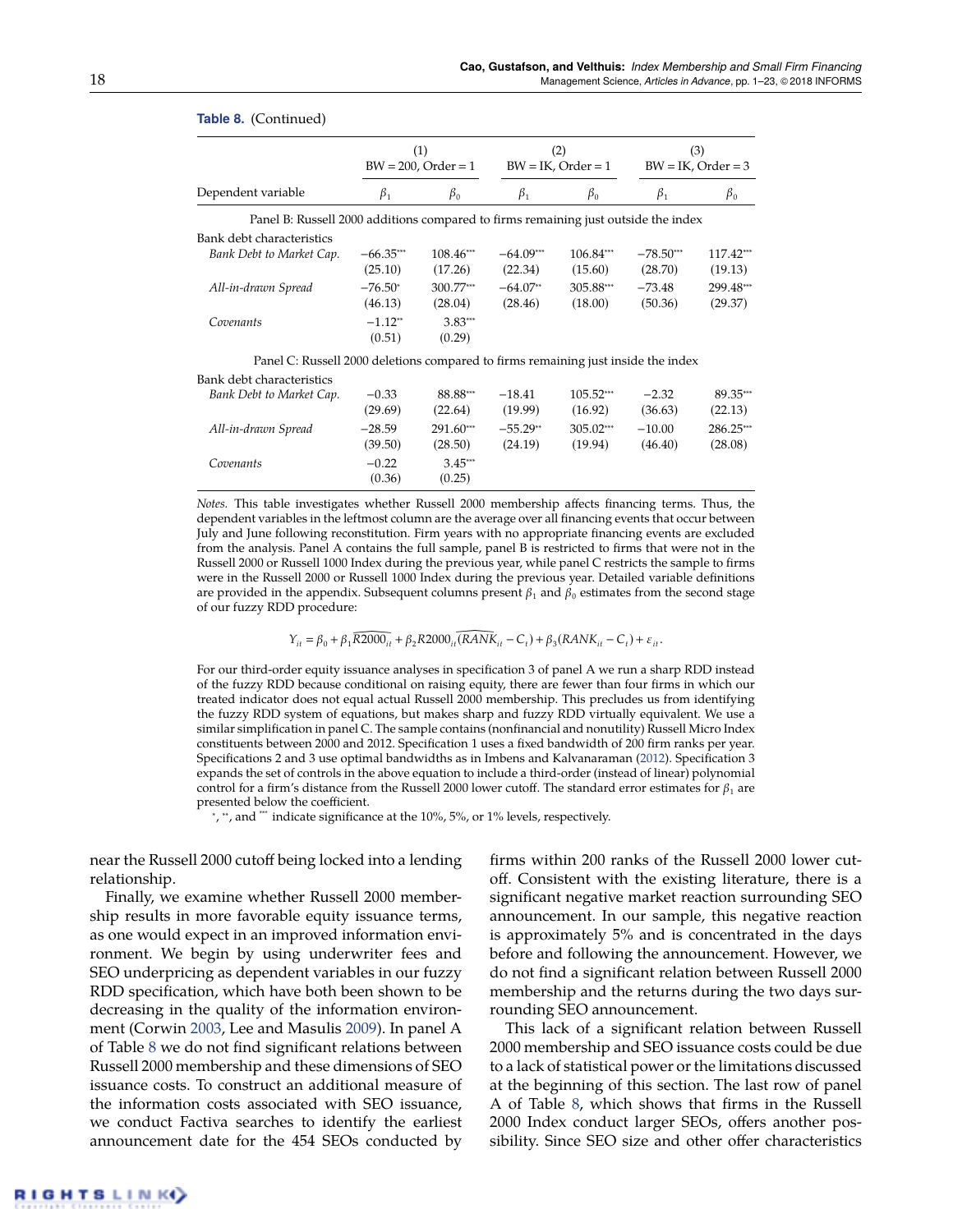**Table 8.** (Continued)

| Dependent variable | (1) BW = 200, Order = 1 | | (2) BW = IK, Order = 1 | | (3) BW = IK, Order = 3 | |
|---|---|---|---|---|---|---|
| | $\beta_1$ | $\beta_0$ | $\beta_1$ | $\beta_0$ | $\beta_1$ | $\beta_0$ |
| Panel B: Russell 2000 additions compared to firms remaining just outside the index | | | | | | |
| Bank debt characteristics | | | | | | |
| *Bank Debt to Market Cap.* | −66.35*** | 108.46*** | −64.09*** | 106.84*** | −78.50*** | 117.42*** |
| | (25.10) | (17.26) | (22.34) | (15.60) | (28.70) | (19.13) |
| *All-in-drawn Spread* | −76.50* | 300.77*** | −64.07** | 305.88*** | −73.48 | 299.48*** |
| | (46.13) | (28.04) | (28.46) | (18.00) | (50.36) | (29.37) |
| *Covenants* | −1.12** | 3.83*** | | | | |
| | (0.51) | (0.29) | | | | |
| Panel C: Russell 2000 deletions compared to firms remaining just inside the index | | | | | | |
| Bank debt characteristics | | | | | | |
| *Bank Debt to Market Cap.* | −0.33 | 88.88*** | −18.41 | 105.52*** | −2.32 | 89.35*** |
| | (29.69) | (22.64) | (19.99) | (16.92) | (36.63) | (22.13) |
| *All-in-drawn Spread* | −28.59 | 291.60*** | −55.29** | 305.02*** | −10.00 | 286.25*** |
| | (39.50) | (28.50) | (24.19) | (19.94) | (46.40) | (28.08) |
| *Covenants* | −0.22 | 3.45*** | | | | |
| | (0.36) | (0.25) | | | | |

*Notes.* This table investigates whether Russell 2000 membership affects financing terms. Thus, the dependent variables in the leftmost column are the average over all financing events that occur between July and June following reconstitution. Firm years with no appropriate financing events are excluded from the analysis. Panel A contains the full sample, panel B is restricted to firms that were not in the Russell 2000 or Russell 1000 Index during the previous year, while panel C restricts the sample to firms were in the Russell 2000 or Russell 1000 Index during the previous year. Detailed variable definitions are provided in the appendix. Subsequent columns present $\beta_1$ and $\beta_0$ estimates from the second stage of our fuzzy RDD procedure:

$$Y_{it} = \beta_0 + \beta_1 \widehat{R2000}_{it} + \beta_2 \widehat{R2000_{it}(RANK_{it} - C_t)} + \beta_3 (RANK_{it} - C_t) + \varepsilon_{it}.$$

For our third-order equity issuance analyses in specification 3 of panel A we run a sharp RDD instead of the fuzzy RDD because conditional on raising equity, there are fewer than four firms in which our treated indicator does not equal actual Russell 2000 membership. This precludes us from identifying the fuzzy RDD system of equations, but makes sharp and fuzzy RDD virtually equivalent. We use a similar simplification in panel C. The sample contains (nonfinancial and nonutility) Russell Micro Index constituents between 2000 and 2012. Specification 1 uses a fixed bandwidth of 200 firm ranks per year. Specifications 2 and 3 use optimal bandwidths as in Imbens and Kalvanaraman (2012). Specification 3 expands the set of controls in the above equation to include a third-order (instead of linear) polynomial control for a firm's distance from the Russell 2000 lower cutoff. The standard error estimates for $\beta_1$ are presented below the coefficient.

*, **, and *** indicate significance at the 10%, 5%, or 1% levels, respectively.

near the Russell 2000 cutoff being locked into a lending relationship.

Finally, we examine whether Russell 2000 membership results in more favorable equity issuance terms, as one would expect in an improved information environment. We begin by using underwriter fees and SEO underpricing as dependent variables in our fuzzy RDD specification, which have both been shown to be decreasing in the quality of the information environment (Corwin 2003, Lee and Masulis 2009). In panel A of Table 8 we do not find significant relations between Russell 2000 membership and these dimensions of SEO issuance costs. To construct an additional measure of the information costs associated with SEO issuance, we conduct Factiva searches to identify the earliest announcement date for the 454 SEOs conducted by firms within 200 ranks of the Russell 2000 lower cutoff. Consistent with the existing literature, there is a significant negative market reaction surrounding SEO announcement. In our sample, this negative reaction is approximately 5% and is concentrated in the days before and following the announcement. However, we do not find a significant relation between Russell 2000 membership and the returns during the two days surrounding SEO announcement.

This lack of a significant relation between Russell 2000 membership and SEO issuance costs could be due to a lack of statistical power or the limitations discussed at the beginning of this section. The last row of panel A of Table 8, which shows that firms in the Russell 2000 Index conduct larger SEOs, offers another possibility. Since SEO size and other offer characteristics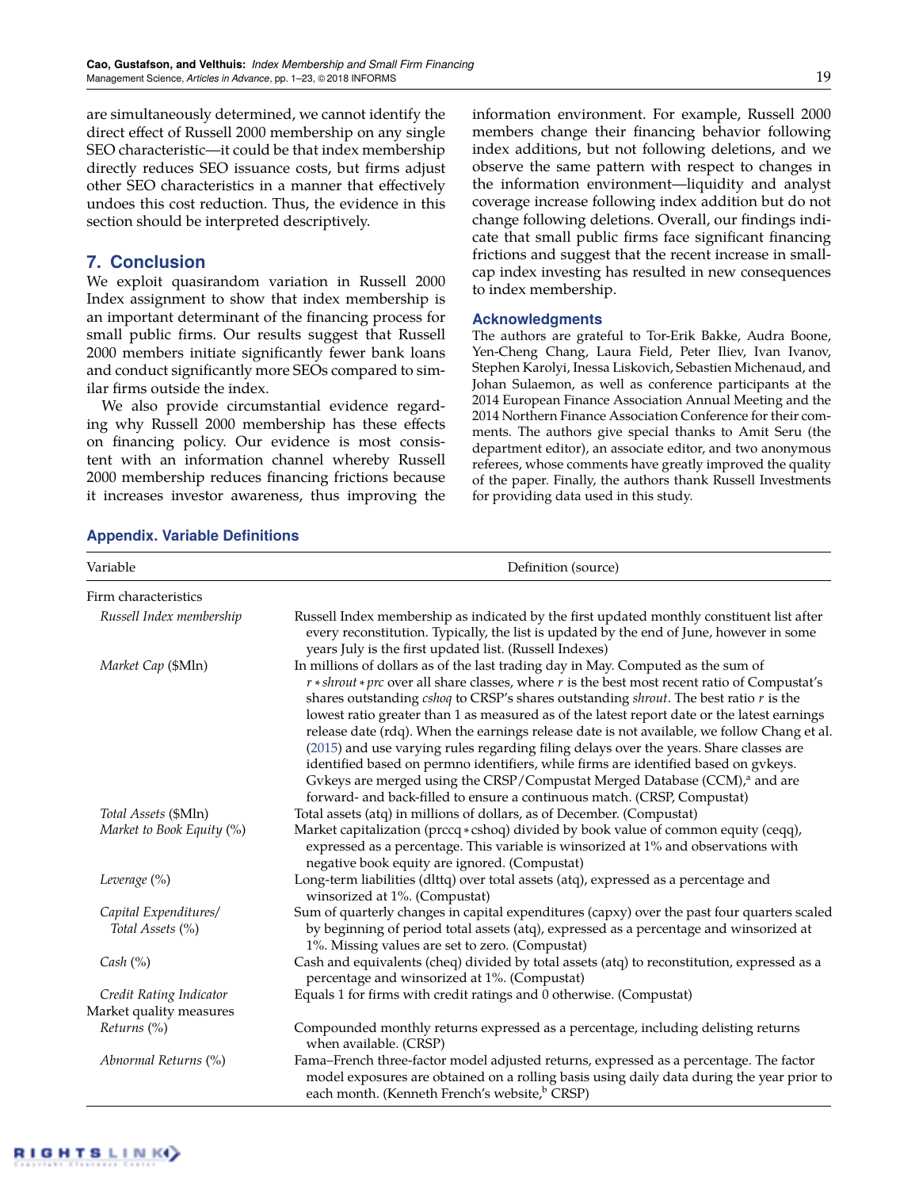are simultaneously determined, we cannot identify the direct effect of Russell 2000 membership on any single SEO characteristic—it could be that index membership directly reduces SEO issuance costs, but firms adjust other SEO characteristics in a manner that effectively undoes this cost reduction. Thus, the evidence in this section should be interpreted descriptively.

## 7. Conclusion

We exploit quasirandom variation in Russell 2000 Index assignment to show that index membership is an important determinant of the financing process for small public firms. Our results suggest that Russell 2000 members initiate significantly fewer bank loans and conduct significantly more SEOs compared to similar firms outside the index.

We also provide circumstantial evidence regarding why Russell 2000 membership has these effects on financing policy. Our evidence is most consistent with an information channel whereby Russell 2000 membership reduces financing frictions because it increases investor awareness, thus improving the information environment. For example, Russell 2000 members change their financing behavior following index additions, but not following deletions, and we observe the same pattern with respect to changes in the information environment—liquidity and analyst coverage increase following index addition but do not change following deletions. Overall, our findings indicate that small public firms face significant financing frictions and suggest that the recent increase in small-cap index investing has resulted in new consequences to index membership.

### Acknowledgments

The authors are grateful to Tor-Erik Bakke, Audra Boone, Yen-Cheng Chang, Laura Field, Peter Iliev, Ivan Ivanov, Stephen Karolyi, Inessa Liskovich, Sebastien Michenaud, and Johan Sulaemon, as well as conference participants at the 2014 European Finance Association Annual Meeting and the 2014 Northern Finance Association Conference for their comments. The authors give special thanks to Amit Seru (the department editor), an associate editor, and two anonymous referees, whose comments have greatly improved the quality of the paper. Finally, the authors thank Russell Investments for providing data used in this study.

## Appendix. Variable Definitions

| Variable | Definition (source) |
|---|---|
| Firm characteristics | |
| *Russell Index membership* | Russell Index membership as indicated by the first updated monthly constituent list after every reconstitution. Typically, the list is updated by the end of June, however in some years July is the first updated list. (Russell Indexes) |
| *Market Cap* ($Mln) | In millions of dollars as of the last trading day in May. Computed as the sum of $r * shrout * prc$ over all share classes, where $r$ is the best most recent ratio of Compustat's shares outstanding *cshoq* to CRSP's shares outstanding *shrout*. The best ratio $r$ is the lowest ratio greater than 1 as measured as of the latest report date or the latest earnings release date (rdq). When the earnings release date is not available, we follow Chang et al. (2015) and use varying rules regarding filing delays over the years. Share classes are identified based on permno identifiers, while firms are identified based on gvkeys. Gvkeys are merged using the CRSP/Compustat Merged Database (CCM),[a] and are forward- and back-filled to ensure a continuous match. (CRSP, Compustat) |
| *Total Assets* ($Mln) | Total assets (atq) in millions of dollars, as of December. (Compustat) |
| *Market to Book Equity* (%) | Market capitalization (prccq * cshoq) divided by book value of common equity (ceqq), expressed as a percentage. This variable is winsorized at 1% and observations with negative book equity are ignored. (Compustat) |
| *Leverage* (%) | Long-term liabilities (dlttq) over total assets (atq), expressed as a percentage and winsorized at 1%. (Compustat) |
| *Capital Expenditures/ Total Assets* (%) | Sum of quarterly changes in capital expenditures (capxy) over the past four quarters scaled by beginning of period total assets (atq), expressed as a percentage and winsorized at 1%. Missing values are set to zero. (Compustat) |
| *Cash* (%) | Cash and equivalents (cheq) divided by total assets (atq) to reconstitution, expressed as a percentage and winsorized at 1%. (Compustat) |
| *Credit Rating Indicator* | Equals 1 for firms with credit ratings and 0 otherwise. (Compustat) |
| Market quality measures | |
| *Returns* (%) | Compounded monthly returns expressed as a percentage, including delisting returns when available. (CRSP) |
| *Abnormal Returns* (%) | Fama–French three-factor model adjusted returns, expressed as a percentage. The factor model exposures are obtained on a rolling basis using daily data during the year prior to each month. (Kenneth French's website,[b] CRSP) |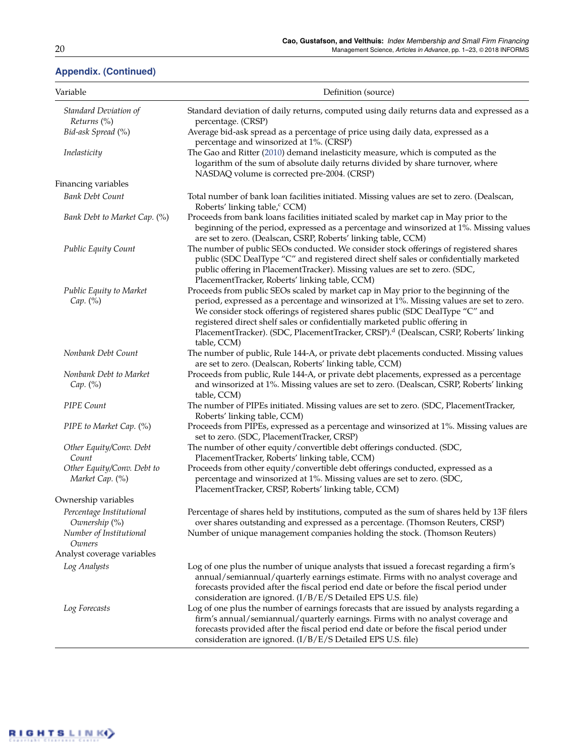## Appendix. (Continued)

| Variable | Definition (source) |
|---|---|
| *Standard Deviation of Returns* (%) | Standard deviation of daily returns, computed using daily returns data and expressed as a percentage. (CRSP) |
| *Bid-ask Spread* (%) | Average bid-ask spread as a percentage of price using daily data, expressed as a percentage and winsorized at 1%. (CRSP) |
| *Inelasticity* | The Gao and Ritter (2010) demand inelasticity measure, which is computed as the logarithm of the sum of absolute daily returns divided by share turnover, where NASDAQ volume is corrected pre-2004. (CRSP) |
| Financing variables | |
| *Bank Debt Count* | Total number of bank loan facilities initiated. Missing values are set to zero. (Dealscan, Roberts' linking table,[c] CCM) |
| *Bank Debt to Market Cap.* (%) | Proceeds from bank loans facilities initiated scaled by market cap in May prior to the beginning of the period, expressed as a percentage and winsorized at 1%. Missing values are set to zero. (Dealscan, CSRP, Roberts' linking table, CCM) |
| *Public Equity Count* | The number of public SEOs conducted. We consider stock offerings of registered shares public (SDC DealType "C" and registered direct shelf sales or confidentially marketed public offering in PlacementTracker). Missing values are set to zero. (SDC, PlacementTracker, Roberts' linking table, CCM) |
| *Public Equity to Market Cap.* (%) | Proceeds from public SEOs scaled by market cap in May prior to the beginning of the period, expressed as a percentage and winsorized at 1%. Missing values are set to zero. We consider stock offerings of registered shares public (SDC DealType "C" and registered direct shelf sales or confidentially marketed public offering in PlacementTracker). (SDC, PlacementTracker, CRSP).[d] (Dealscan, CSRP, Roberts' linking table, CCM) |
| *Nonbank Debt Count* | The number of public, Rule 144-A, or private debt placements conducted. Missing values are set to zero. (Dealscan, Roberts' linking table, CCM) |
| *Nonbank Debt to Market Cap.* (%) | Proceeds from public, Rule 144-A, or private debt placements, expressed as a percentage and winsorized at 1%. Missing values are set to zero. (Dealscan, CSRP, Roberts' linking table, CCM) |
| *PIPE Count* | The number of PIPEs initiated. Missing values are set to zero. (SDC, PlacementTracker, Roberts' linking table, CCM) |
| *PIPE to Market Cap.* (%) | Proceeds from PIPEs, expressed as a percentage and winsorized at 1%. Missing values are set to zero. (SDC, PlacementTracker, CRSP) |
| *Other Equity/Conv. Debt Count* | The number of other equity/convertible debt offerings conducted. (SDC, PlacementTracker, Roberts' linking table, CCM) |
| *Other Equity/Conv. Debt to Market Cap.* (%) | Proceeds from other equity/convertible debt offerings conducted, expressed as a percentage and winsorized at 1%. Missing values are set to zero. (SDC, PlacementTracker, CRSP, Roberts' linking table, CCM) |
| Ownership variables | |
| *Percentage Institutional Ownership* (%) | Percentage of shares held by institutions, computed as the sum of shares held by 13F filers over shares outstanding and expressed as a percentage. (Thomson Reuters, CRSP) |
| *Number of Institutional Owners* | Number of unique management companies holding the stock. (Thomson Reuters) |
| Analyst coverage variables | |
| *Log Analysts* | Log of one plus the number of unique analysts that issued a forecast regarding a firm's annual/semiannual/quarterly earnings estimate. Firms with no analyst coverage and forecasts provided after the fiscal period end date or before the fiscal period under consideration are ignored. (I/B/E/S Detailed EPS U.S. file) |
| *Log Forecasts* | Log of one plus the number of earnings forecasts that are issued by analysts regarding a firm's annual/semiannual/quarterly earnings. Firms with no analyst coverage and forecasts provided after the fiscal period end date or before the fiscal period under consideration are ignored. (I/B/E/S Detailed EPS U.S. file) |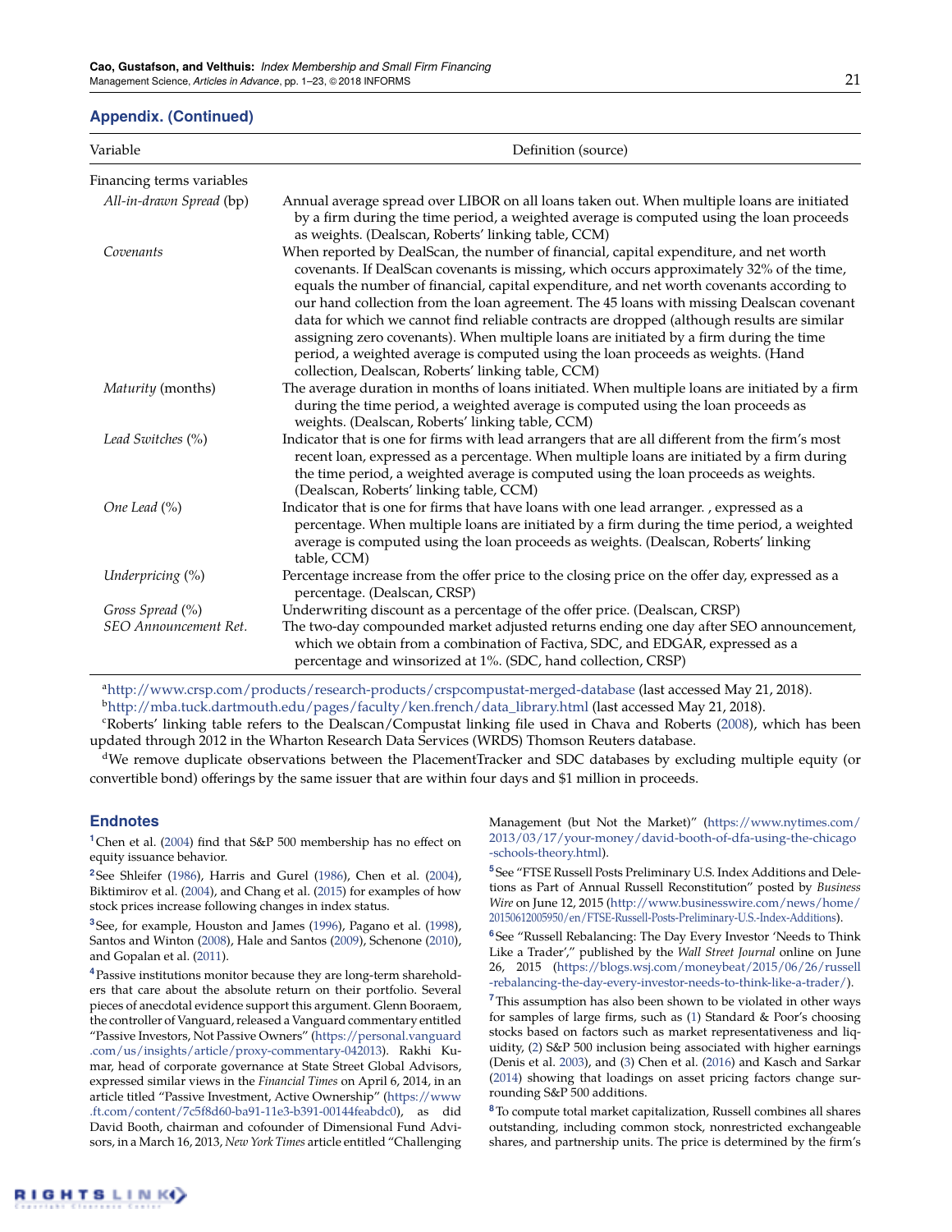## Appendix. (Continued)

| Variable | Definition (source) |
|---|---|
| Financing terms variables | |
| *All-in-drawn Spread* (bp) | Annual average spread over LIBOR on all loans taken out. When multiple loans are initiated by a firm during the time period, a weighted average is computed using the loan proceeds as weights. (Dealscan, Roberts' linking table, CCM) |
| *Covenants* | When reported by DealScan, the number of financial, capital expenditure, and net worth covenants. If DealScan covenants is missing, which occurs approximately 32% of the time, equals the number of financial, capital expenditure, and net worth covenants according to our hand collection from the loan agreement. The 45 loans with missing Dealscan covenant data for which we cannot find reliable contracts are dropped (although results are similar assigning zero covenants). When multiple loans are initiated by a firm during the time period, a weighted average is computed using the loan proceeds as weights. (Hand collection, Dealscan, Roberts' linking table, CCM) |
| *Maturity* (months) | The average duration in months of loans initiated. When multiple loans are initiated by a firm during the time period, a weighted average is computed using the loan proceeds as weights. (Dealscan, Roberts' linking table, CCM) |
| *Lead Switches* (%) | Indicator that is one for firms with lead arrangers that are all different from the firm's most recent loan, expressed as a percentage. When multiple loans are initiated by a firm during the time period, a weighted average is computed using the loan proceeds as weights. (Dealscan, Roberts' linking table, CCM) |
| *One Lead* (%) | Indicator that is one for firms that have loans with one lead arranger. , expressed as a percentage. When multiple loans are initiated by a firm during the time period, a weighted average is computed using the loan proceeds as weights. (Dealscan, Roberts' linking table, CCM) |
| *Underpricing* (%) | Percentage increase from the offer price to the closing price on the offer day, expressed as a percentage. (Dealscan, CRSP) |
| *Gross Spread* (%) | Underwriting discount as a percentage of the offer price. (Dealscan, CRSP) |
| *SEO Announcement Ret.* | The two-day compounded market adjusted returns ending one day after SEO announcement, which we obtain from a combination of Factiva, SDC, and EDGAR, expressed as a percentage and winsorized at 1%. (SDC, hand collection, CRSP) |

[a]http://www.crsp.com/products/research-products/crspcompustat-merged-database (last accessed May 21, 2018).
[b]http://mba.tuck.dartmouth.edu/pages/faculty/ken.french/data_library.html (last accessed May 21, 2018).
[c]Roberts' linking table refers to the Dealscan/Compustat linking file used in Chava and Roberts (2008), which has been updated through 2012 in the Wharton Research Data Services (WRDS) Thomson Reuters database.
[d]We remove duplicate observations between the PlacementTracker and SDC databases by excluding multiple equity (or convertible bond) offerings by the same issuer that are within four days and $1 million in proceeds.

## Endnotes

[1] Chen et al. (2004) find that S&P 500 membership has no effect on equity issuance behavior.

[2] See Shleifer (1986), Harris and Gurel (1986), Chen et al. (2004), Biktimirov et al. (2004), and Chang et al. (2015) for examples of how stock prices increase following changes in index status.

[3] See, for example, Houston and James (1996), Pagano et al. (1998), Santos and Winton (2008), Hale and Santos (2009), Schenone (2010), and Gopalan et al. (2011).

[4] Passive institutions monitor because they are long-term shareholders that care about the absolute return on their portfolio. Several pieces of anecdotal evidence support this argument. Glenn Booraem, the controller of Vanguard, released a Vanguard commentary entitled "Passive Investors, Not Passive Owners" (https://personal.vanguard.com/us/insights/article/proxy-commentary-042013). Rakhi Kumar, head of corporate governance at State Street Global Advisors, expressed similar views in the *Financial Times* on April 6, 2014, in an article titled "Passive Investment, Active Ownership" (https://www.ft.com/content/7c5f8d60-ba91-11e3-b391-00144feabdc0), as did David Booth, chairman and cofounder of Dimensional Fund Advisors, in a March 16, 2013, *New York Times* article entitled "Challenging Management (but Not the Market)" (https://www.nytimes.com/2013/03/17/your-money/david-booth-of-dfa-using-the-chicago-schools-theory.html).

[5] See "FTSE Russell Posts Preliminary U.S. Index Additions and Deletions as Part of Annual Russell Reconstitution" posted by *Business Wire* on June 12, 2015 (http://www.businesswire.com/news/home/20150612005950/en/FTSE-Russell-Posts-Preliminary-U.S.-Index-Additions).

[6] See "Russell Rebalancing: The Day Every Investor 'Needs to Think Like a Trader'," published by the *Wall Street Journal* online on June 26, 2015 (https://blogs.wsj.com/moneybeat/2015/06/26/russell-rebalancing-the-day-every-investor-needs-to-think-like-a-trader/).

[7] This assumption has also been shown to be violated in other ways for samples of large firms, such as (1) Standard & Poor's choosing stocks based on factors such as market representativeness and liquidity, (2) S&P 500 inclusion being associated with higher earnings (Denis et al. 2003), and (3) Chen et al. (2016) and Kasch and Sarkar (2014) showing that loadings on asset pricing factors change surrounding S&P 500 additions.

[8] To compute total market capitalization, Russell combines all shares outstanding, including common stock, nonrestricted exchangeable shares, and partnership units. The price is determined by the firm's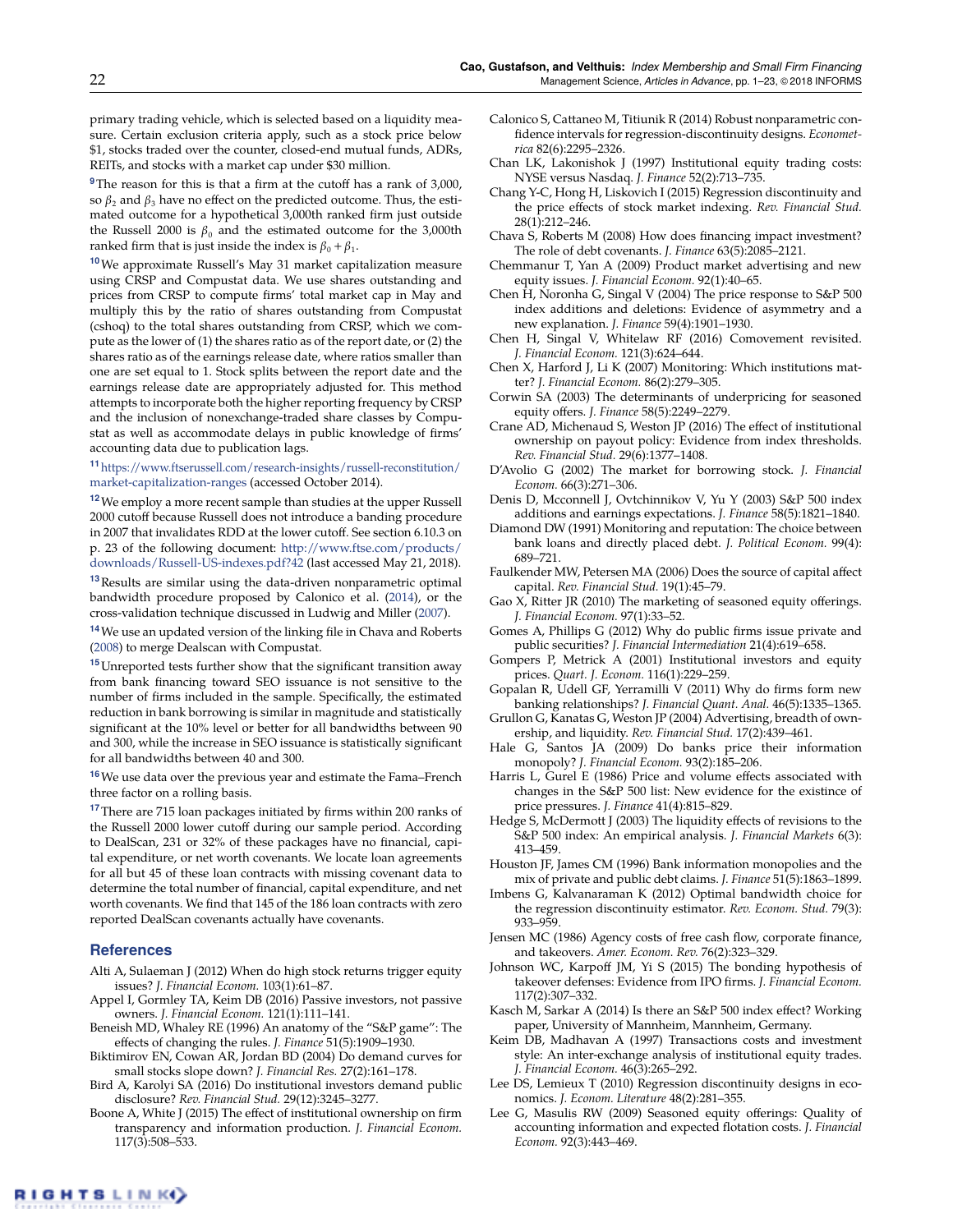primary trading vehicle, which is selected based on a liquidity measure. Certain exclusion criteria apply, such as a stock price below \$1, stocks traded over the counter, closed-end mutual funds, ADRs, REITs, and stocks with a market cap under \$30 million.

[9]The reason for this is that a firm at the cutoff has a rank of 3,000, so $\beta_2$ and $\beta_3$ have no effect on the predicted outcome. Thus, the estimated outcome for a hypothetical 3,000th ranked firm just outside the Russell 2000 is $\beta_0$ and the estimated outcome for the 3,000th ranked firm that is just inside the index is $\beta_0 + \beta_1$.

[10]We approximate Russell's May 31 market capitalization measure using CRSP and Compustat data. We use shares outstanding and prices from CRSP to compute firms' total market cap in May and multiply this by the ratio of shares outstanding from Compustat (cshoq) to the total shares outstanding from CRSP, which we compute as the lower of (1) the shares ratio as of the report date, or (2) the shares ratio as of the earnings release date, where ratios smaller than one are set equal to 1. Stock splits between the report date and the earnings release date are appropriately adjusted for. This method attempts to incorporate both the higher reporting frequency by CRSP and the inclusion of nonexchange-traded share classes by Compustat as well as accommodate delays in public knowledge of firms' accounting data due to publication lags.

[11]https://www.ftserussell.com/research-insights/russell-reconstitution/market-capitalization-ranges (accessed October 2014).

[12]We employ a more recent sample than studies at the upper Russell 2000 cutoff because Russell does not introduce a banding procedure in 2007 that invalidates RDD at the lower cutoff. See section 6.10.3 on p. 23 of the following document: http://www.ftse.com/products/downloads/Russell-US-indexes.pdf?42 (last accessed May 21, 2018).

[13]Results are similar using the data-driven nonparametric optimal bandwidth procedure proposed by Calonico et al. (2014), or the cross-validation technique discussed in Ludwig and Miller (2007).

[14]We use an updated version of the linking file in Chava and Roberts (2008) to merge Dealscan with Compustat.

[15]Unreported tests further show that the significant transition away from bank financing toward SEO issuance is not sensitive to the number of firms included in the sample. Specifically, the estimated reduction in bank borrowing is similar in magnitude and statistically significant at the 10% level or better for all bandwidths between 90 and 300, while the increase in SEO issuance is statistically significant for all bandwidths between 40 and 300.

[16]We use data over the previous year and estimate the Fama–French three factor on a rolling basis.

[17]There are 715 loan packages initiated by firms within 200 ranks of the Russell 2000 lower cutoff during our sample period. According to DealScan, 231 or 32% of these packages have no financial, capital expenditure, or net worth covenants. We locate loan agreements for all but 45 of these loan contracts with missing covenant data to determine the total number of financial, capital expenditure, and net worth covenants. We find that 145 of the 186 loan contracts with zero reported DealScan covenants actually have covenants.

## References

Alti A, Sulaeman J (2012) When do high stock returns trigger equity issues? *J. Financial Econom.* 103(1):61–87.

Appel I, Gormley TA, Keim DB (2016) Passive investors, not passive owners. *J. Financial Econom.* 121(1):111–141.

Beneish MD, Whaley RE (1996) An anatomy of the "S&P game": The effects of changing the rules. *J. Finance* 51(5):1909–1930.

Biktimirov EN, Cowan AR, Jordan BD (2004) Do demand curves for small stocks slope down? *J. Financial Res.* 27(2):161–178.

Bird A, Karolyi SA (2016) Do institutional investors demand public disclosure? *Rev. Financial Stud.* 29(12):3245–3277.

Boone A, White J (2015) The effect of institutional ownership on firm transparency and information production. *J. Financial Econom.* 117(3):508–533.

Calonico S, Cattaneo M, Titiunik R (2014) Robust nonparametric confidence intervals for regression-discontinuity designs. *Econometrica* 82(6):2295–2326.

Chan LK, Lakonishok J (1997) Institutional equity trading costs: NYSE versus Nasdaq. *J. Finance* 52(2):713–735.

Chang Y-C, Hong H, Liskovich I (2015) Regression discontinuity and the price effects of stock market indexing. *Rev. Financial Stud.* 28(1):212–246.

Chava S, Roberts M (2008) How does financing impact investment? The role of debt covenants. *J. Finance* 63(5):2085–2121.

Chemmanur T, Yan A (2009) Product market advertising and new equity issues. *J. Financial Econom.* 92(1):40–65.

Chen H, Noronha G, Singal V (2004) The price response to S&P 500 index additions and deletions: Evidence of asymmetry and a new explanation. *J. Finance* 59(4):1901–1930.

Chen H, Singal V, Whitelaw RF (2016) Comovement revisited. *J. Financial Econom.* 121(3):624–644.

Chen X, Harford J, Li K (2007) Monitoring: Which institutions matter? *J. Financial Econom.* 86(2):279–305.

Corwin SA (2003) The determinants of underpricing for seasoned equity offers. *J. Finance* 58(5):2249–2279.

Crane AD, Michenaud S, Weston JP (2016) The effect of institutional ownership on payout policy: Evidence from index thresholds. *Rev. Financial Stud.* 29(6):1377–1408.

D'Avolio G (2002) The market for borrowing stock. *J. Financial Econom.* 66(3):271–306.

Denis D, Mcconnell J, Ovtchinnikov V, Yu Y (2003) S&P 500 index additions and earnings expectations. *J. Finance* 58(5):1821–1840.

Diamond DW (1991) Monitoring and reputation: The choice between bank loans and directly placed debt. *J. Political Econom.* 99(4):689–721.

Faulkender MW, Petersen MA (2006) Does the source of capital affect capital. *Rev. Financial Stud.* 19(1):45–79.

Gao X, Ritter JR (2010) The marketing of seasoned equity offerings. *J. Financial Econom.* 97(1):33–52.

Gomes A, Phillips G (2012) Why do public firms issue private and public securities? *J. Financial Intermediation* 21(4):619–658.

Gompers P, Metrick A (2001) Institutional investors and equity prices. *Quart. J. Econom.* 116(1):229–259.

Gopalan R, Udell GF, Yerramilli V (2011) Why do firms form new banking relationships? *J. Financial Quant. Anal.* 46(5):1335–1365.

Grullon G, Kanatas G, Weston JP (2004) Advertising, breadth of ownership, and liquidity. *Rev. Financial Stud.* 17(2):439–461.

Hale G, Santos JA (2009) Do banks price their information monopoly? *J. Financial Econom.* 93(2):185–206.

Harris L, Gurel E (1986) Price and volume effects associated with changes in the S&P 500 list: New evidence for the existince of price pressures. *J. Finance* 41(4):815–829.

Hedge S, McDermott J (2003) The liquidity effects of revisions to the S&P 500 index: An empirical analysis. *J. Financial Markets* 6(3):413–459.

Houston JF, James CM (1996) Bank information monopolies and the mix of private and public debt claims. *J. Finance* 51(5):1863–1899.

Imbens G, Kalvanaraman K (2012) Optimal bandwidth choice for the regression discontinuity estimator. *Rev. Econom. Stud.* 79(3):933–959.

Jensen MC (1986) Agency costs of free cash flow, corporate finance, and takeovers. *Amer. Econom. Rev.* 76(2):323–329.

Johnson WC, Karpoff JM, Yi S (2015) The bonding hypothesis of takeover defenses: Evidence from IPO firms. *J. Financial Econom.* 117(2):307–332.

Kasch M, Sarkar A (2014) Is there an S&P 500 index effect? Working paper, University of Mannheim, Mannheim, Germany.

Keim DB, Madhavan A (1997) Transactions costs and investment style: An inter-exchange analysis of institutional equity trades. *J. Financial Econom.* 46(3):265–292.

Lee DS, Lemieux T (2010) Regression discontinuity designs in economics. *J. Econom. Literature* 48(2):281–355.

Lee G, Masulis RW (2009) Seasoned equity offerings: Quality of accounting information and expected flotation costs. *J. Financial Econom.* 92(3):443–469.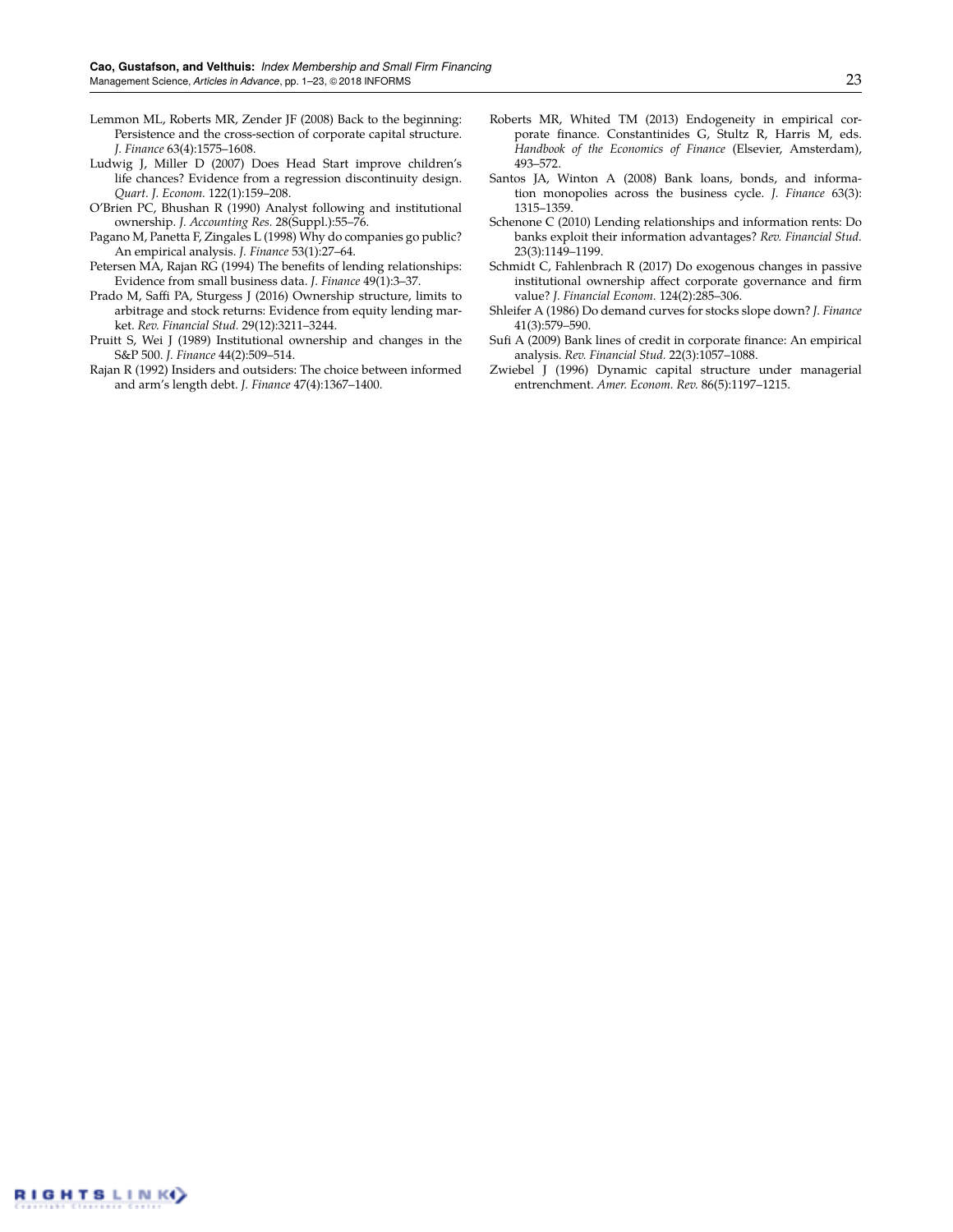Lemmon ML, Roberts MR, Zender JF (2008) Back to the beginning: Persistence and the cross-section of corporate capital structure. *J. Finance* 63(4):1575–1608.

Ludwig J, Miller D (2007) Does Head Start improve children's life chances? Evidence from a regression discontinuity design. *Quart. J. Econom.* 122(1):159–208.

O'Brien PC, Bhushan R (1990) Analyst following and institutional ownership. *J. Accounting Res.* 28(Suppl.):55–76.

Pagano M, Panetta F, Zingales L (1998) Why do companies go public? An empirical analysis. *J. Finance* 53(1):27–64.

Petersen MA, Rajan RG (1994) The benefits of lending relationships: Evidence from small business data. *J. Finance* 49(1):3–37.

Prado M, Saffi PA, Sturgess J (2016) Ownership structure, limits to arbitrage and stock returns: Evidence from equity lending market. *Rev. Financial Stud.* 29(12):3211–3244.

Pruitt S, Wei J (1989) Institutional ownership and changes in the S&P 500. *J. Finance* 44(2):509–514.

Rajan R (1992) Insiders and outsiders: The choice between informed and arm's length debt. *J. Finance* 47(4):1367–1400.

Roberts MR, Whited TM (2013) Endogeneity in empirical corporate finance. Constantinides G, Stultz R, Harris M, eds. *Handbook of the Economics of Finance* (Elsevier, Amsterdam), 493–572.

Santos JA, Winton A (2008) Bank loans, bonds, and information monopolies across the business cycle. *J. Finance* 63(3): 1315–1359.

Schenone C (2010) Lending relationships and information rents: Do banks exploit their information advantages? *Rev. Financial Stud.* 23(3):1149–1199.

Schmidt C, Fahlenbrach R (2017) Do exogenous changes in passive institutional ownership affect corporate governance and firm value? *J. Financial Econom.* 124(2):285–306.

Shleifer A (1986) Do demand curves for stocks slope down? *J. Finance* 41(3):579–590.

Sufi A (2009) Bank lines of credit in corporate finance: An empirical analysis. *Rev. Financial Stud.* 22(3):1057–1088.

Zwiebel J (1996) Dynamic capital structure under managerial entrenchment. *Amer. Econom. Rev.* 86(5):1197–1215.